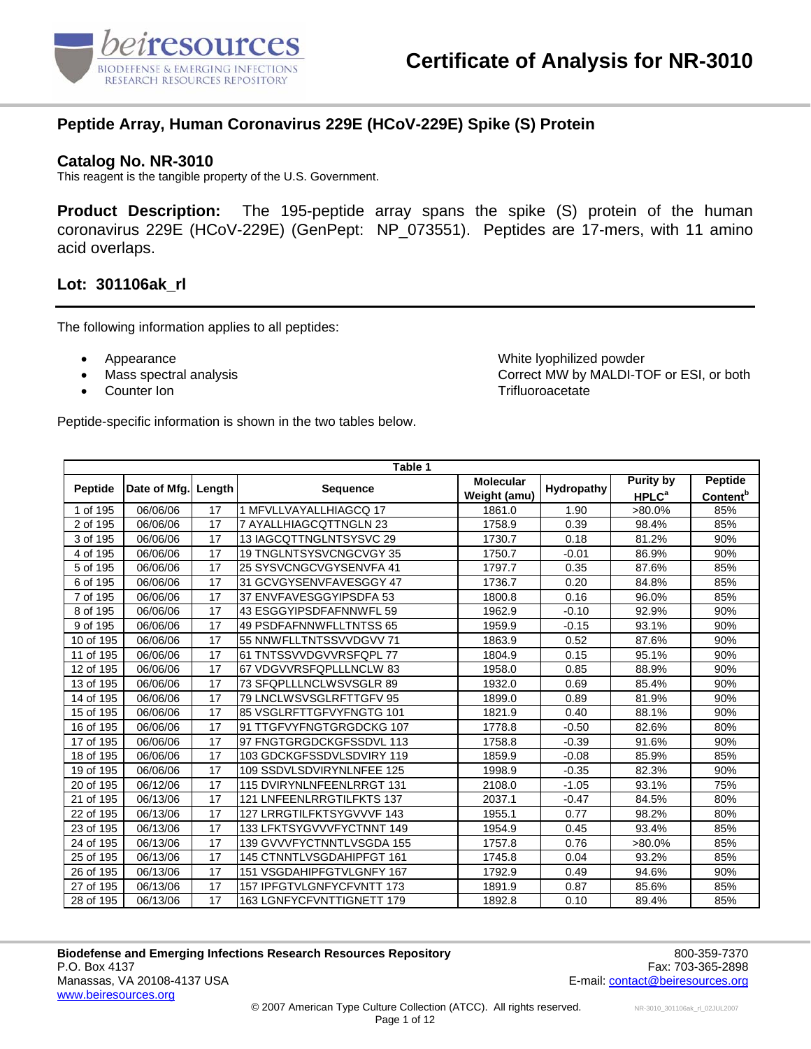# Certificate of Analysis for NR-3010

## Peptide Array, Human Coronavirus 229E (HCoV-229E) Spike (S) Protein

### Catalog No. NR-3010

This reagent is the tangible property of the U.S. Government.

**Product Description:** The 195-peptide array spans the spike (S) protein of the human coronavirus 229E (HCoV-229E) (GenPept: NP_073551). Peptides are 17-mers, with 11 amino acid overlaps.

### Lot: 301106ak_rl

The following information applies to all peptides:

- Appearance: White lyophilized powder
- Mass spectral analysis: Correct MW by MALDI-TOF or ESI, or both
- Counter Ion: Trifluoroacetate

Peptide-specific information is shown in the two tables below.

**Table 1**

| Peptide | Date of Mfg. | Length | Sequence | Molecular Weight (amu) | Hydropathy | Purity by HPLC[a] | Peptide Content[b] |
|---|---|---|---|---|---|---|---|
| 1 of 195 | 06/06/06 | 17 | 1 MFVLLVAYALLHIAGCQ 17 | 1861.0 | 1.90 | >80.0% | 85% |
| 2 of 195 | 06/06/06 | 17 | 7 AYALLHIAGCQTTNGLN 23 | 1758.9 | 0.39 | 98.4% | 85% |
| 3 of 195 | 06/06/06 | 17 | 13 IAGCQTTNGLNTSYSVC 29 | 1730.7 | 0.18 | 81.2% | 90% |
| 4 of 195 | 06/06/06 | 17 | 19 TNGLNTSYSVCNGCVGY 35 | 1750.7 | -0.01 | 86.9% | 90% |
| 5 of 195 | 06/06/06 | 17 | 25 SYSVCNGCVGYSENVFA 41 | 1797.7 | 0.35 | 87.6% | 85% |
| 6 of 195 | 06/06/06 | 17 | 31 GCVGYSENVFAVESGGY 47 | 1736.7 | 0.20 | 84.8% | 85% |
| 7 of 195 | 06/06/06 | 17 | 37 ENVFAVESGGYIPSDFA 53 | 1800.8 | 0.16 | 96.0% | 85% |
| 8 of 195 | 06/06/06 | 17 | 43 ESGGYIPSDFAFNNWFL 59 | 1962.9 | -0.10 | 92.9% | 90% |
| 9 of 195 | 06/06/06 | 17 | 49 PSDFAFNNWFLLTNTSS 65 | 1959.9 | -0.15 | 93.1% | 90% |
| 10 of 195 | 06/06/06 | 17 | 55 NNWFLLTNTSSVVDGVV 71 | 1863.9 | 0.52 | 87.6% | 90% |
| 11 of 195 | 06/06/06 | 17 | 61 TNTSSVVDGVVRSFQPL 77 | 1804.9 | 0.15 | 95.1% | 90% |
| 12 of 195 | 06/06/06 | 17 | 67 VDGVVRSFQPLLLNCLW 83 | 1958.0 | 0.85 | 88.9% | 90% |
| 13 of 195 | 06/06/06 | 17 | 73 SFQPLLLNCLWSVSGLR 89 | 1932.0 | 0.69 | 85.4% | 90% |
| 14 of 195 | 06/06/06 | 17 | 79 LNCLWSVSGLRFTTGFV 95 | 1899.0 | 0.89 | 81.9% | 90% |
| 15 of 195 | 06/06/06 | 17 | 85 VSGLRFTTGFVYFNGTG 101 | 1821.9 | 0.40 | 88.1% | 90% |
| 16 of 195 | 06/06/06 | 17 | 91 TTGFVYFNGTGRGDCKG 107 | 1778.8 | -0.50 | 82.6% | 80% |
| 17 of 195 | 06/06/06 | 17 | 97 FNGTGRGDCKGFSSDVL 113 | 1758.8 | -0.39 | 91.6% | 90% |
| 18 of 195 | 06/06/06 | 17 | 103 GDCKGFSSDVLSDVIRY 119 | 1859.9 | -0.08 | 85.9% | 85% |
| 19 of 195 | 06/06/06 | 17 | 109 SSDVLSDVIRYNLNFEE 125 | 1998.9 | -0.35 | 82.3% | 90% |
| 20 of 195 | 06/12/06 | 17 | 115 DVIRYNLNFEENLRRGT 131 | 2108.0 | -1.05 | 93.1% | 75% |
| 21 of 195 | 06/13/06 | 17 | 121 LNFEENLRRGTILFKTS 137 | 2037.1 | -0.47 | 84.5% | 80% |
| 22 of 195 | 06/13/06 | 17 | 127 LRRGTILFKTSYGVVVF 143 | 1955.1 | 0.77 | 98.2% | 80% |
| 23 of 195 | 06/13/06 | 17 | 133 LFKTSYGVVVFYCTNNT 149 | 1954.9 | 0.45 | 93.4% | 85% |
| 24 of 195 | 06/13/06 | 17 | 139 GVVVFYCTNNTLVSGDA 155 | 1757.8 | 0.76 | >80.0% | 85% |
| 25 of 195 | 06/13/06 | 17 | 145 CTNNTLVSGDAHIPFGT 161 | 1745.8 | 0.04 | 93.2% | 85% |
| 26 of 195 | 06/13/06 | 17 | 151 VSGDAHIPFGTVLGNFY 167 | 1792.9 | 0.49 | 94.6% | 90% |
| 27 of 195 | 06/13/06 | 17 | 157 IPFGTVLGNFYCFVNTT 173 | 1891.9 | 0.87 | 85.6% | 85% |
| 28 of 195 | 06/13/06 | 17 | 163 LGNFYCFVNTTIGNETT 179 | 1892.8 | 0.10 | 89.4% | 85% |

**Biodefense and Emerging Infections Research Resources Repository**
P.O. Box 4137
Manassas, VA 20108-4137 USA
www.beiresources.org

800-359-7370
Fax: 703-365-2898
E-mail: contact@beiresources.org

© 2007 American Type Culture Collection (ATCC). All rights reserved.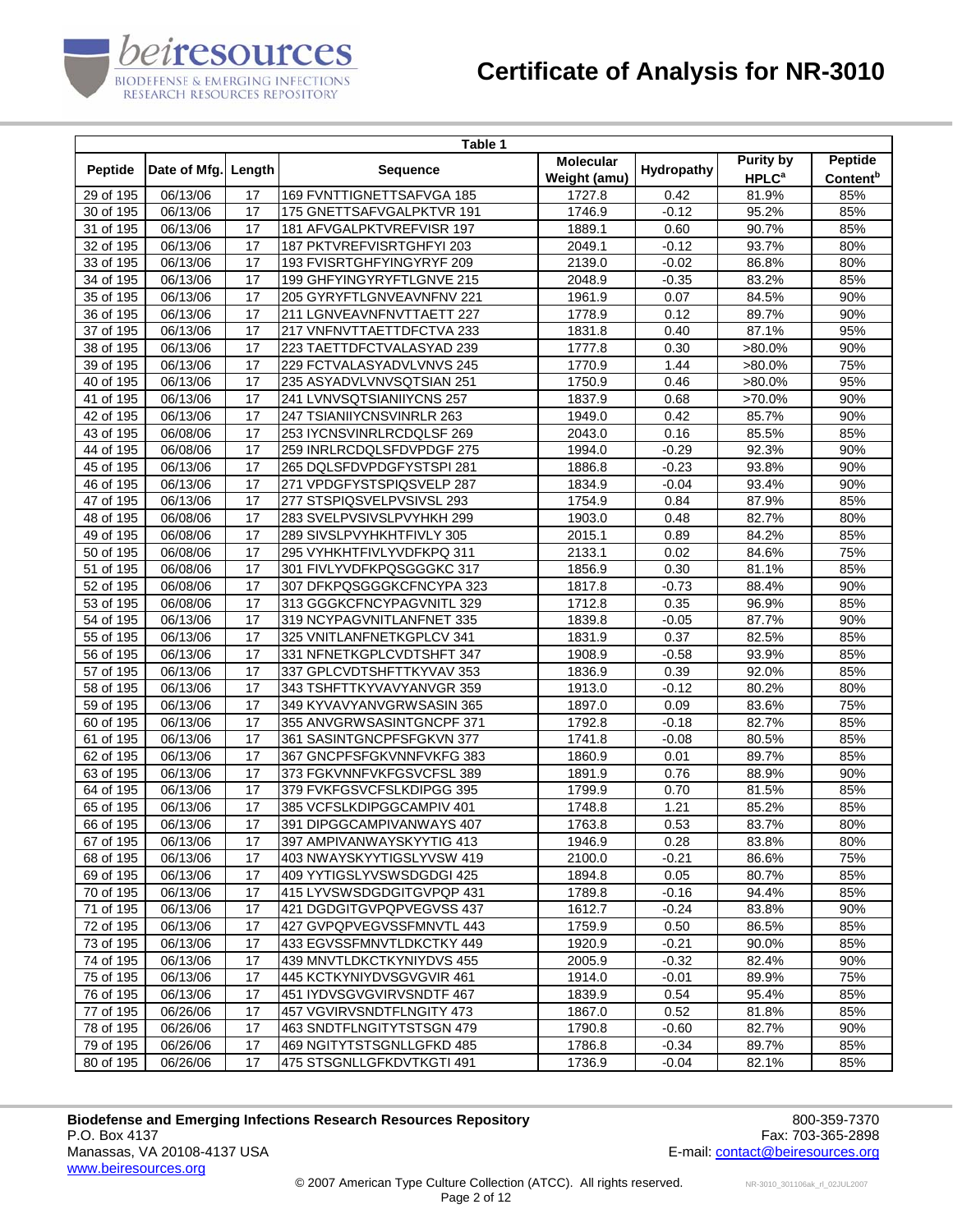# Certificate of Analysis for NR-3010

| Table 1 | | | | | | | |
|---|---|---|---|---|---|---|---|
| Peptide | Date of Mfg. | Length | Sequence | Molecular Weight (amu) | Hydropathy | Purity by HPLC[a] | Peptide Content[b] |
| 29 of 195 | 06/13/06 | 17 | 169 FVNTTIGNETTSAFVGA 185 | 1727.8 | 0.42 | 81.9% | 85% |
| 30 of 195 | 06/13/06 | 17 | 175 GNETTSAFVGALPKTVR 191 | 1746.9 | -0.12 | 95.2% | 85% |
| 31 of 195 | 06/13/06 | 17 | 181 AFVGALPKTVREFVISR 197 | 1889.1 | 0.60 | 90.7% | 85% |
| 32 of 195 | 06/13/06 | 17 | 187 PKTVREFVISRTGHFYI 203 | 2049.1 | -0.12 | 93.7% | 80% |
| 33 of 195 | 06/13/06 | 17 | 193 FVISRTGHFYINGYRYF 209 | 2139.0 | -0.02 | 86.8% | 80% |
| 34 of 195 | 06/13/06 | 17 | 199 GHFYINGYRYFTLGNVE 215 | 2048.9 | -0.35 | 83.2% | 85% |
| 35 of 195 | 06/13/06 | 17 | 205 GYRYFTLGNVEAVNFNV 221 | 1961.9 | 0.07 | 84.5% | 90% |
| 36 of 195 | 06/13/06 | 17 | 211 LGNVEAVNFNVTTAETT 227 | 1778.9 | 0.12 | 89.7% | 90% |
| 37 of 195 | 06/13/06 | 17 | 217 VNFNVTTAETTDFCTVA 233 | 1831.8 | 0.40 | 87.1% | 95% |
| 38 of 195 | 06/13/06 | 17 | 223 TAETTDFCTVALASYAD 239 | 1777.8 | 0.30 | >80.0% | 90% |
| 39 of 195 | 06/13/06 | 17 | 229 FCTVALASYADVLVNVS 245 | 1770.9 | 1.44 | >80.0% | 75% |
| 40 of 195 | 06/13/06 | 17 | 235 ASYADVLVNVSQTSIAN 251 | 1750.9 | 0.46 | >80.0% | 95% |
| 41 of 195 | 06/13/06 | 17 | 241 LVNVSQTSIANIIYCNS 257 | 1837.9 | 0.68 | >70.0% | 90% |
| 42 of 195 | 06/13/06 | 17 | 247 TSIANIIYCNSVINRLR 263 | 1949.0 | 0.42 | 85.7% | 90% |
| 43 of 195 | 06/08/06 | 17 | 253 IYCNSVINRLRCDQLSF 269 | 2043.0 | 0.16 | 85.5% | 85% |
| 44 of 195 | 06/08/06 | 17 | 259 INRLRCDQLSFDVPDGF 275 | 1994.0 | -0.29 | 92.3% | 90% |
| 45 of 195 | 06/13/06 | 17 | 265 DQLSFDVPDGFYSTSPI 281 | 1886.8 | -0.23 | 93.8% | 90% |
| 46 of 195 | 06/13/06 | 17 | 271 VPDGFYSTSPIQSVELP 287 | 1834.9 | -0.04 | 93.4% | 90% |
| 47 of 195 | 06/13/06 | 17 | 277 STSPIQSVELPVSIVSL 293 | 1754.9 | 0.84 | 87.9% | 85% |
| 48 of 195 | 06/08/06 | 17 | 283 SVELPVSIVSLPVYHKH 299 | 1903.0 | 0.48 | 82.7% | 80% |
| 49 of 195 | 06/08/06 | 17 | 289 SIVSLPVYHKHTFIVLY 305 | 2015.1 | 0.89 | 84.2% | 85% |
| 50 of 195 | 06/08/06 | 17 | 295 VYHKHTFIVLYVDFKPQ 311 | 2133.1 | 0.02 | 84.6% | 75% |
| 51 of 195 | 06/08/06 | 17 | 301 FIVLYVDFKPQSGGGKC 317 | 1856.9 | 0.30 | 81.1% | 85% |
| 52 of 195 | 06/08/06 | 17 | 307 DFKPQSGGGKCFNCYPA 323 | 1817.8 | -0.73 | 88.4% | 90% |
| 53 of 195 | 06/08/06 | 17 | 313 GGGKCFNCYPAGVNITL 329 | 1712.8 | 0.35 | 96.9% | 85% |
| 54 of 195 | 06/13/06 | 17 | 319 NCYPAGVNITLANFNET 335 | 1839.8 | -0.05 | 87.7% | 90% |
| 55 of 195 | 06/13/06 | 17 | 325 VNITLANFNETKGPLCV 341 | 1831.9 | 0.37 | 82.5% | 85% |
| 56 of 195 | 06/13/06 | 17 | 331 NFNETKGPLCVDTSHFT 347 | 1908.9 | -0.58 | 93.9% | 85% |
| 57 of 195 | 06/13/06 | 17 | 337 GPLCVDTSHFTTKYVAV 353 | 1836.9 | 0.39 | 92.0% | 85% |
| 58 of 195 | 06/13/06 | 17 | 343 TSHFTTKYVAVYANVGR 359 | 1913.0 | -0.12 | 80.2% | 80% |
| 59 of 195 | 06/13/06 | 17 | 349 KYVAVYANVGRWSASIN 365 | 1897.0 | 0.09 | 83.6% | 75% |
| 60 of 195 | 06/13/06 | 17 | 355 ANVGRWSASINTGNCPF 371 | 1792.8 | -0.18 | 82.7% | 85% |
| 61 of 195 | 06/13/06 | 17 | 361 SASINTGNCPFSFGKVN 377 | 1741.8 | -0.08 | 80.5% | 85% |
| 62 of 195 | 06/13/06 | 17 | 367 GNCPFSFGKVNNFVKFG 383 | 1860.9 | 0.01 | 89.7% | 85% |
| 63 of 195 | 06/13/06 | 17 | 373 FGKVNNFVKFGSVCFSL 389 | 1891.9 | 0.76 | 88.9% | 90% |
| 64 of 195 | 06/13/06 | 17 | 379 FVKFGSVCFSLKDIPGG 395 | 1799.9 | 0.70 | 81.5% | 85% |
| 65 of 195 | 06/13/06 | 17 | 385 VCFSLKDIPGGCAMPIV 401 | 1748.8 | 1.21 | 85.2% | 85% |
| 66 of 195 | 06/13/06 | 17 | 391 DIPGGCAMPIVANWAYS 407 | 1763.8 | 0.53 | 83.7% | 80% |
| 67 of 195 | 06/13/06 | 17 | 397 AMPIVANWAYSKYYTIG 413 | 1946.9 | 0.28 | 83.8% | 80% |
| 68 of 195 | 06/13/06 | 17 | 403 NWAYSKYYTIGSLYVSW 419 | 2100.0 | -0.21 | 86.6% | 75% |
| 69 of 195 | 06/13/06 | 17 | 409 YYTIGSLYVSWSDGDGI 425 | 1894.8 | 0.05 | 80.7% | 85% |
| 70 of 195 | 06/13/06 | 17 | 415 LYVSWSDGDGITGVPQP 431 | 1789.8 | -0.16 | 94.4% | 85% |
| 71 of 195 | 06/13/06 | 17 | 421 DGDGITGVPQPVEGVSS 437 | 1612.7 | -0.24 | 83.8% | 90% |
| 72 of 195 | 06/13/06 | 17 | 427 GVPQPVEGVSSFMNVTL 443 | 1759.9 | 0.50 | 86.5% | 85% |
| 73 of 195 | 06/13/06 | 17 | 433 EGVSSFMNVTLDKCTKY 449 | 1920.9 | -0.21 | 90.0% | 85% |
| 74 of 195 | 06/13/06 | 17 | 439 MNVTLDKCTKYNIYDVS 455 | 2005.9 | -0.32 | 82.4% | 90% |
| 75 of 195 | 06/13/06 | 17 | 445 KCTKYNIYDVSGVGVIR 461 | 1914.0 | -0.01 | 89.9% | 75% |
| 76 of 195 | 06/13/06 | 17 | 451 IYDVSGVGVIRVSNDTF 467 | 1839.9 | 0.54 | 95.4% | 85% |
| 77 of 195 | 06/26/06 | 17 | 457 VGVIRVSNDTFLNGITY 473 | 1867.0 | 0.52 | 81.8% | 85% |
| 78 of 195 | 06/26/06 | 17 | 463 SNDTFLNGITYTSTSGN 479 | 1790.8 | -0.60 | 82.7% | 90% |
| 79 of 195 | 06/26/06 | 17 | 469 NGITYTSTSGNLLGFKD 485 | 1786.8 | -0.34 | 89.7% | 85% |
| 80 of 195 | 06/26/06 | 17 | 475 STSGNLLGFKDVTKGTI 491 | 1736.9 | -0.04 | 82.1% | 85% |

**Biodefense and Emerging Infections Research Resources Repository**
P.O. Box 4137
Manassas, VA 20108-4137 USA
www.beiresources.org

800-359-7370
Fax: 703-365-2898
E-mail: contact@beiresources.org

© 2007 American Type Culture Collection (ATCC). All rights reserved.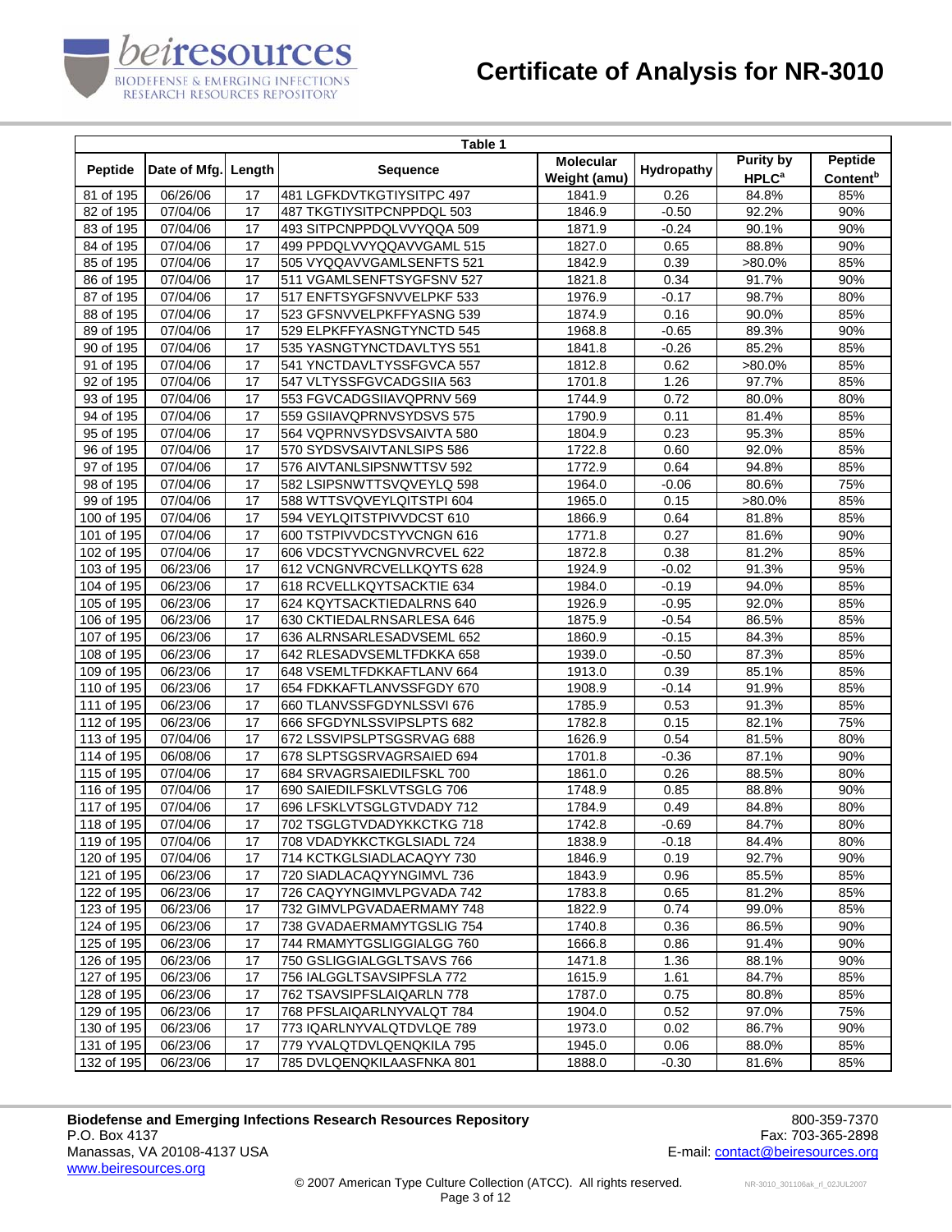| Table 1 | | | | | | | |
|---|---|---|---|---|---|---|---|
| Peptide | Date of Mfg. | Length | Sequence | Molecular Weight (amu) | Hydropathy | Purity by HPLC[a] | Peptide Content[b] |
| 81 of 195 | 06/26/06 | 17 | 481 LGFKDVTKGTIYSITPC 497 | 1841.9 | 0.26 | 84.8% | 85% |
| 82 of 195 | 07/04/06 | 17 | 487 TKGTIYSITPCNPPDQL 503 | 1846.9 | -0.50 | 92.2% | 90% |
| 83 of 195 | 07/04/06 | 17 | 493 SITPCNPPDQLVVYQQA 509 | 1871.9 | -0.24 | 90.1% | 90% |
| 84 of 195 | 07/04/06 | 17 | 499 PPDQLVVYQQAVVGAML 515 | 1827.0 | 0.65 | 88.8% | 90% |
| 85 of 195 | 07/04/06 | 17 | 505 VYQQAVVGAMLSENFTS 521 | 1842.9 | 0.39 | >80.0% | 85% |
| 86 of 195 | 07/04/06 | 17 | 511 VGAMLSENFTSYGFSNV 527 | 1821.8 | 0.34 | 91.7% | 90% |
| 87 of 195 | 07/04/06 | 17 | 517 ENFTSYGFSNVVELPKF 533 | 1976.9 | -0.17 | 98.7% | 80% |
| 88 of 195 | 07/04/06 | 17 | 523 GFSNVVELPKFFYASNG 539 | 1874.9 | 0.16 | 90.0% | 85% |
| 89 of 195 | 07/04/06 | 17 | 529 ELPKFFYASNGTYNCTD 545 | 1968.8 | -0.65 | 89.3% | 90% |
| 90 of 195 | 07/04/06 | 17 | 535 YASNGTYNCTDAVLTYS 551 | 1841.8 | -0.26 | 85.2% | 85% |
| 91 of 195 | 07/04/06 | 17 | 541 YNCTDAVLTYSSFGVCA 557 | 1812.8 | 0.62 | >80.0% | 85% |
| 92 of 195 | 07/04/06 | 17 | 547 VLTYSSFGVCADGSIIA 563 | 1701.8 | 1.26 | 97.7% | 85% |
| 93 of 195 | 07/04/06 | 17 | 553 FGVCADGSIIAVQPRNV 569 | 1744.9 | 0.72 | 80.0% | 80% |
| 94 of 195 | 07/04/06 | 17 | 559 GSIIAVQPRNVSYDSVS 575 | 1790.9 | 0.11 | 81.4% | 85% |
| 95 of 195 | 07/04/06 | 17 | 564 VQPRNVSYDSVSAIVTA 580 | 1804.9 | 0.23 | 95.3% | 85% |
| 96 of 195 | 07/04/06 | 17 | 570 SYDSVSAIVTANLSIPS 586 | 1722.8 | 0.60 | 92.0% | 85% |
| 97 of 195 | 07/04/06 | 17 | 576 AIVTANLSIPSNWTTSV 592 | 1772.9 | 0.64 | 94.8% | 85% |
| 98 of 195 | 07/04/06 | 17 | 582 LSIPSNWTTSVQVEYLQ 598 | 1964.0 | -0.06 | 80.6% | 75% |
| 99 of 195 | 07/04/06 | 17 | 588 WTTSVQVEYLQITSTPI 604 | 1965.0 | 0.15 | >80.0% | 85% |
| 100 of 195 | 07/04/06 | 17 | 594 VEYLQITSTPIVVDCST 610 | 1866.9 | 0.64 | 81.8% | 85% |
| 101 of 195 | 07/04/06 | 17 | 600 TSTPIVVDCSTYVCNGN 616 | 1771.8 | 0.27 | 81.6% | 90% |
| 102 of 195 | 07/04/06 | 17 | 606 VDCSTYVCNGNVRCVEL 622 | 1872.8 | 0.38 | 81.2% | 85% |
| 103 of 195 | 06/23/06 | 17 | 612 VCNGNVRCVELLKQYTS 628 | 1924.9 | -0.02 | 91.3% | 95% |
| 104 of 195 | 06/23/06 | 17 | 618 RCVELLKQYTSACKTIE 634 | 1984.0 | -0.19 | 94.0% | 85% |
| 105 of 195 | 06/23/06 | 17 | 624 KQYTSACKTIEDALRNS 640 | 1926.9 | -0.95 | 92.0% | 85% |
| 106 of 195 | 06/23/06 | 17 | 630 CKTIEDALRNSARLESA 646 | 1875.9 | -0.54 | 86.5% | 85% |
| 107 of 195 | 06/23/06 | 17 | 636 ALRNSARLESADVSEML 652 | 1860.9 | -0.15 | 84.3% | 85% |
| 108 of 195 | 06/23/06 | 17 | 642 RLESADVSEMLTFDKKA 658 | 1939.0 | -0.50 | 87.3% | 85% |
| 109 of 195 | 06/23/06 | 17 | 648 VSEMLTFDKKAFTLANV 664 | 1913.0 | 0.39 | 85.1% | 85% |
| 110 of 195 | 06/23/06 | 17 | 654 FDKKAFTLANVSSFGDY 670 | 1908.9 | -0.14 | 91.9% | 85% |
| 111 of 195 | 06/23/06 | 17 | 660 TLANVSSFGDYNLSSVI 676 | 1785.9 | 0.53 | 91.3% | 85% |
| 112 of 195 | 06/23/06 | 17 | 666 SFGDYNLSSVIPSLPTS 682 | 1782.8 | 0.15 | 82.1% | 75% |
| 113 of 195 | 07/04/06 | 17 | 672 LSSVIPSLPTSGSRVAG 688 | 1626.9 | 0.54 | 81.5% | 80% |
| 114 of 195 | 06/08/06 | 17 | 678 SLPTSGSRVAGRSAIED 694 | 1701.8 | -0.36 | 87.1% | 90% |
| 115 of 195 | 07/04/06 | 17 | 684 SRVAGRSAIEDILFSKL 700 | 1861.0 | 0.26 | 88.5% | 80% |
| 116 of 195 | 07/04/06 | 17 | 690 SAIEDILFSKLVTSGLG 706 | 1748.9 | 0.85 | 88.8% | 90% |
| 117 of 195 | 07/04/06 | 17 | 696 LFSKLVTSGLGTVDADY 712 | 1784.9 | 0.49 | 84.8% | 80% |
| 118 of 195 | 07/04/06 | 17 | 702 TSGLGTVDADYKKCTKG 718 | 1742.8 | -0.69 | 84.7% | 80% |
| 119 of 195 | 07/04/06 | 17 | 708 VDADYKKCTKGLSIADL 724 | 1838.9 | -0.18 | 84.4% | 80% |
| 120 of 195 | 07/04/06 | 17 | 714 KCTKGLSIADLACAQYY 730 | 1846.9 | 0.19 | 92.7% | 90% |
| 121 of 195 | 06/23/06 | 17 | 720 SIADLACAQYYNGIMVL 736 | 1843.9 | 0.96 | 85.5% | 85% |
| 122 of 195 | 06/23/06 | 17 | 726 CAQYYNGIMVLPGVADA 742 | 1783.8 | 0.65 | 81.2% | 85% |
| 123 of 195 | 06/23/06 | 17 | 732 GIMVLPGVADAERMAMY 748 | 1822.9 | 0.74 | 99.0% | 85% |
| 124 of 195 | 06/23/06 | 17 | 738 GVADAERMAMYTGSLIG 754 | 1740.8 | 0.36 | 86.5% | 90% |
| 125 of 195 | 06/23/06 | 17 | 744 RMAMYTGSLIGGIALGG 760 | 1666.8 | 0.86 | 91.4% | 90% |
| 126 of 195 | 06/23/06 | 17 | 750 GSLIGGIALGGLTSAVS 766 | 1471.8 | 1.36 | 88.1% | 90% |
| 127 of 195 | 06/23/06 | 17 | 756 IALGGLTSAVSIPFSLA 772 | 1615.9 | 1.61 | 84.7% | 85% |
| 128 of 195 | 06/23/06 | 17 | 762 TSAVSIPFSLAIQARLN 778 | 1787.0 | 0.75 | 80.8% | 85% |
| 129 of 195 | 06/23/06 | 17 | 768 PFSLAIQARLNYVALQT 784 | 1904.0 | 0.52 | 97.0% | 75% |
| 130 of 195 | 06/23/06 | 17 | 773 IQARLNYVALQTDVLQE 789 | 1973.0 | 0.02 | 86.7% | 90% |
| 131 of 195 | 06/23/06 | 17 | 779 YVALQTDVLQENQKILA 795 | 1945.0 | 0.06 | 88.0% | 85% |
| 132 of 195 | 06/23/06 | 17 | 785 DVLQENQKILAASFNKA 801 | 1888.0 | -0.30 | 81.6% | 85% |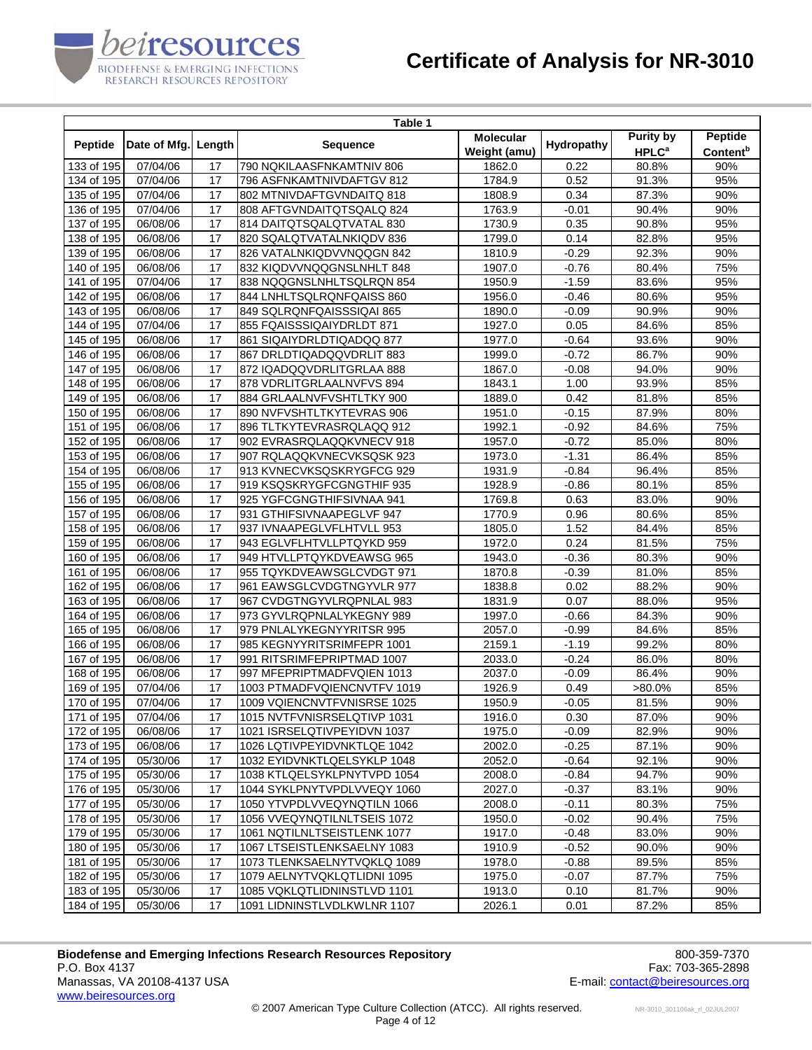# Certificate of Analysis for NR-3010

| Table 1 | | | | | | | |
|---|---|---|---|---|---|---|---|
| Peptide | Date of Mfg. | Length | Sequence | Molecular Weight (amu) | Hydropathy | Purity by HPLC[a] | Peptide Content[b] |
| 133 of 195 | 07/04/06 | 17 | 790 NQKILAASFNKAMTNIV 806 | 1862.0 | 0.22 | 80.8% | 90% |
| 134 of 195 | 07/04/06 | 17 | 796 ASFNKAMTNIVDAFTGV 812 | 1784.9 | 0.52 | 91.3% | 95% |
| 135 of 195 | 07/04/06 | 17 | 802 MTNIVDAFTGVNDAITQ 818 | 1808.9 | 0.34 | 87.3% | 90% |
| 136 of 195 | 07/04/06 | 17 | 808 AFTGVNDAITQTSQALQ 824 | 1763.9 | -0.01 | 90.4% | 90% |
| 137 of 195 | 06/08/06 | 17 | 814 DAITQTSQALQTVATAL 830 | 1730.9 | 0.35 | 90.8% | 95% |
| 138 of 195 | 06/08/06 | 17 | 820 SQALQTVATALNKIQDV 836 | 1799.0 | 0.14 | 82.8% | 95% |
| 139 of 195 | 06/08/06 | 17 | 826 VATALNKIQDVVNQQGN 842 | 1810.9 | -0.29 | 92.3% | 90% |
| 140 of 195 | 06/08/06 | 17 | 832 KIQDVVNQQGNSLNHLT 848 | 1907.0 | -0.76 | 80.4% | 75% |
| 141 of 195 | 07/04/06 | 17 | 838 NQQGNSLNHLTSQLRQN 854 | 1950.9 | -1.59 | 83.6% | 95% |
| 142 of 195 | 06/08/06 | 17 | 844 LNHLTSQLRQNFQAISS 860 | 1956.0 | -0.46 | 80.6% | 95% |
| 143 of 195 | 06/08/06 | 17 | 849 SQLRQNFQAISSSIQAI 865 | 1890.0 | -0.09 | 90.9% | 90% |
| 144 of 195 | 07/04/06 | 17 | 855 FQAISSSIQAIYDRLDT 871 | 1927.0 | 0.05 | 84.6% | 85% |
| 145 of 195 | 06/08/06 | 17 | 861 SIQAIYDRLDTIQADQQ 877 | 1977.0 | -0.64 | 93.6% | 90% |
| 146 of 195 | 06/08/06 | 17 | 867 DRLDTIQADQQVDRLIT 883 | 1999.0 | -0.72 | 86.7% | 90% |
| 147 of 195 | 06/08/06 | 17 | 872 IQADQQVDRLITGRLAA 888 | 1867.0 | -0.08 | 94.0% | 90% |
| 148 of 195 | 06/08/06 | 17 | 878 VDRLITGRLAALNVFVS 894 | 1843.1 | 1.00 | 93.9% | 85% |
| 149 of 195 | 06/08/06 | 17 | 884 GRLAALNVFVSHTLTKY 900 | 1889.0 | 0.42 | 81.8% | 85% |
| 150 of 195 | 06/08/06 | 17 | 890 NVFVSHTLTKYTEVRAS 906 | 1951.0 | -0.15 | 87.9% | 80% |
| 151 of 195 | 06/08/06 | 17 | 896 TLTKYTEVRASRQLAQQ 912 | 1992.1 | -0.92 | 84.6% | 75% |
| 152 of 195 | 06/08/06 | 17 | 902 EVRASRQLAQQKVNECV 918 | 1957.0 | -0.72 | 85.0% | 80% |
| 153 of 195 | 06/08/06 | 17 | 907 RQLAQQKVNECVKSQSK 923 | 1973.0 | -1.31 | 86.4% | 85% |
| 154 of 195 | 06/08/06 | 17 | 913 KVNECVKSQSKRYGFCG 929 | 1931.9 | -0.84 | 96.4% | 85% |
| 155 of 195 | 06/08/06 | 17 | 919 KSQSKRYGFCGNGTHIF 935 | 1928.9 | -0.86 | 80.1% | 85% |
| 156 of 195 | 06/08/06 | 17 | 925 YGFCGNGTHIFSIVNAA 941 | 1769.8 | 0.63 | 83.0% | 90% |
| 157 of 195 | 06/08/06 | 17 | 931 GTHIFSIVNAAPEGLVF 947 | 1770.9 | 0.96 | 80.6% | 85% |
| 158 of 195 | 06/08/06 | 17 | 937 IVNAAPEGLVFLHTVLL 953 | 1805.0 | 1.52 | 84.4% | 85% |
| 159 of 195 | 06/08/06 | 17 | 943 EGLVFLHTVLLPTQYKD 959 | 1972.0 | 0.24 | 81.5% | 75% |
| 160 of 195 | 06/08/06 | 17 | 949 HTVLLPTQYKDVEAWSG 965 | 1943.0 | -0.36 | 80.3% | 90% |
| 161 of 195 | 06/08/06 | 17 | 955 TQYKDVEAWSGLCVDGT 971 | 1870.8 | -0.39 | 81.0% | 85% |
| 162 of 195 | 06/08/06 | 17 | 961 EAWSGLCVDGTNGYVLR 977 | 1838.8 | 0.02 | 88.2% | 90% |
| 163 of 195 | 06/08/06 | 17 | 967 CVDGTNGYVLRQPNLAL 983 | 1831.9 | 0.07 | 88.0% | 95% |
| 164 of 195 | 06/08/06 | 17 | 973 GYVLRQPNLALYKEGNY 989 | 1997.0 | -0.66 | 84.3% | 90% |
| 165 of 195 | 06/08/06 | 17 | 979 PNLALYKEGNYYRITSR 995 | 2057.0 | -0.99 | 84.6% | 85% |
| 166 of 195 | 06/08/06 | 17 | 985 KEGNYYRITSRIMFEPR 1001 | 2159.1 | -1.19 | 99.2% | 80% |
| 167 of 195 | 06/08/06 | 17 | 991 RITSRIMFEPRIPTMAD 1007 | 2033.0 | -0.24 | 86.0% | 80% |
| 168 of 195 | 06/08/06 | 17 | 997 MFEPRIPTMADFVQIEN 1013 | 2037.0 | -0.09 | 86.4% | 90% |
| 169 of 195 | 07/04/06 | 17 | 1003 PTMADFVQIENCNVTFV 1019 | 1926.9 | 0.49 | >80.0% | 85% |
| 170 of 195 | 07/04/06 | 17 | 1009 VQIENCNVTFVNISRSE 1025 | 1950.9 | -0.05 | 81.5% | 90% |
| 171 of 195 | 07/04/06 | 17 | 1015 NVTFVNISRSELQTIVP 1031 | 1916.0 | 0.30 | 87.0% | 90% |
| 172 of 195 | 06/08/06 | 17 | 1021 ISRSELQTIVPEYIDVN 1037 | 1975.0 | -0.09 | 82.9% | 90% |
| 173 of 195 | 06/08/06 | 17 | 1026 LQTIVPEYIDVNKTLQE 1042 | 2002.0 | -0.25 | 87.1% | 90% |
| 174 of 195 | 05/30/06 | 17 | 1032 EYIDVNKTLQELSYKLP 1048 | 2052.0 | -0.64 | 92.1% | 90% |
| 175 of 195 | 05/30/06 | 17 | 1038 KTLQELSYKLPNYTVPD 1054 | 2008.0 | -0.84 | 94.7% | 90% |
| 176 of 195 | 05/30/06 | 17 | 1044 SYKLPNYTVPDLVVEQY 1060 | 2027.0 | -0.37 | 83.1% | 90% |
| 177 of 195 | 05/30/06 | 17 | 1050 YTVPDLVVEQYNQTILN 1066 | 2008.0 | -0.11 | 80.3% | 75% |
| 178 of 195 | 05/30/06 | 17 | 1056 VVEQYNQTILNLTSEIS 1072 | 1950.0 | -0.02 | 90.4% | 75% |
| 179 of 195 | 05/30/06 | 17 | 1061 NQTILNLTSEISTLENK 1077 | 1917.0 | -0.48 | 83.0% | 90% |
| 180 of 195 | 05/30/06 | 17 | 1067 LTSEISTLENKSAELNY 1083 | 1910.9 | -0.52 | 90.0% | 90% |
| 181 of 195 | 05/30/06 | 17 | 1073 TLENKSAELNYTVQKLQ 1089 | 1978.0 | -0.88 | 89.5% | 85% |
| 182 of 195 | 05/30/06 | 17 | 1079 AELNYTVQKLQTLIDNI 1095 | 1975.0 | -0.07 | 87.7% | 75% |
| 183 of 195 | 05/30/06 | 17 | 1085 VQKLQTLIDNINSTLVD 1101 | 1913.0 | 0.10 | 81.7% | 90% |
| 184 of 195 | 05/30/06 | 17 | 1091 LIDNINSTLVDLKWLNR 1107 | 2026.1 | 0.01 | 87.2% | 85% |

**Biodefense and Emerging Infections Research Resources Repository**
P.O. Box 4137
Manassas, VA 20108-4137 USA
www.beiresources.org

800-359-7370
Fax: 703-365-2898
E-mail: contact@beiresources.org

© 2007 American Type Culture Collection (ATCC). All rights reserved.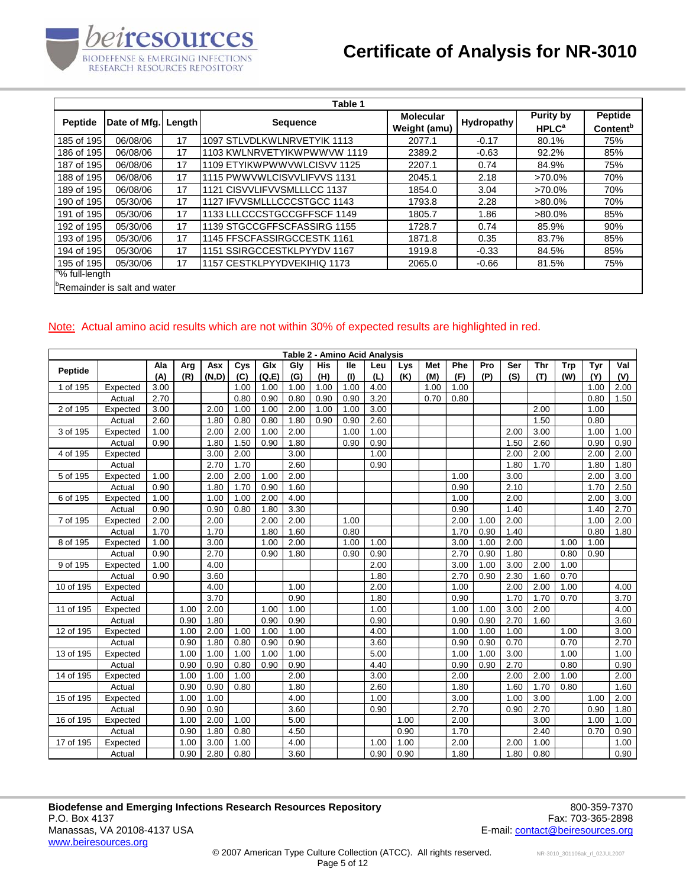| Table 1 | | | | | | | |
|---|---|---|---|---|---|---|---|
| Peptide | Date of Mfg. | Length | Sequence | Molecular Weight (amu) | Hydropathy | Purity by HPLC[a] | Peptide Content[b] |
| 185 of 195 | 06/08/06 | 17 | 1097 STLVDLKWLNRVETYIK 1113 | 2077.1 | -0.17 | 80.1% | 75% |
| 186 of 195 | 06/08/06 | 17 | 1103 KWLNRVETYIKWPWWVW 1119 | 2389.2 | -0.63 | 92.2% | 85% |
| 187 of 195 | 06/08/06 | 17 | 1109 ETYIKWPWWVWLCISVV 1125 | 2207.1 | 0.74 | 84.9% | 75% |
| 188 of 195 | 06/08/06 | 17 | 1115 PWWVWLCISVVLIFVVS 1131 | 2045.1 | 2.18 | >70.0% | 70% |
| 189 of 195 | 06/08/06 | 17 | 1121 CISVVLIFVVSMLLLCC 1137 | 1854.0 | 3.04 | >70.0% | 70% |
| 190 of 195 | 05/30/06 | 17 | 1127 IFVVSMLLLCCCSTGCC 1143 | 1793.8 | 2.28 | >80.0% | 70% |
| 191 of 195 | 05/30/06 | 17 | 1133 LLLCCCSTGCCGFFSCF 1149 | 1805.7 | 1.86 | >80.0% | 85% |
| 192 of 195 | 05/30/06 | 17 | 1139 STGCCGFFSCFASSIRG 1155 | 1728.7 | 0.74 | 85.9% | 90% |
| 193 of 195 | 05/30/06 | 17 | 1145 FFSCFASSIRGCCESTK 1161 | 1871.8 | 0.35 | 83.7% | 85% |
| 194 of 195 | 05/30/06 | 17 | 1151 SSIRGCCESTKLPYYDV 1167 | 1919.8 | -0.33 | 84.5% | 85% |
| 195 of 195 | 05/30/06 | 17 | 1157 CESTKLPYYDVEKIHIQ 1173 | 2065.0 | -0.66 | 81.5% | 75% |

[a]% full-length

[b]Remainder is salt and water

Note: Actual amino acid results which are not within 30% of expected results are highlighted in red.

| Table 2 - Amino Acid Analysis | | | | | | | | | | | | | | | | | | | |
|---|---|---|---|---|---|---|---|---|---|---|---|---|---|---|---|---|---|---|---|
| Peptide | | Ala (A) | Arg (R) | Asx (N,D) | Cys (C) | Glx (Q,E) | Gly (G) | His (H) | Ile (I) | Leu (L) | Lys (K) | Met (M) | Phe (F) | Pro (P) | Ser (S) | Thr (T) | Trp (W) | Tyr (Y) | Val (V) |
| 1 of 195 | Expected | 3.00 | | | 1.00 | 1.00 | 1.00 | 1.00 | 1.00 | 4.00 | | 1.00 | 1.00 | | | | | 1.00 | 2.00 |
| | Actual | 2.70 | | | 0.80 | 0.90 | 0.80 | 0.90 | 0.90 | 3.20 | | 0.70 | 0.80 | | | | | 0.80 | 1.50 |
| 2 of 195 | Expected | 3.00 | | 2.00 | 1.00 | 1.00 | 2.00 | 1.00 | 1.00 | 3.00 | | | | | | 2.00 | | 1.00 | |
| | Actual | 2.60 | | 1.80 | 0.80 | 0.80 | 1.80 | 0.90 | 0.90 | 2.60 | | | | | | 1.50 | | 0.80 | |
| 3 of 195 | Expected | 1.00 | | 2.00 | 2.00 | 1.00 | 2.00 | | 1.00 | 1.00 | | | | | 2.00 | 3.00 | | 1.00 | 1.00 |
| | Actual | 0.90 | | 1.80 | 1.50 | 0.90 | 1.80 | | 0.90 | 0.90 | | | | | 1.50 | 2.60 | | 0.90 | 0.90 |
| 4 of 195 | Expected | | | 3.00 | 2.00 | | 3.00 | | | 1.00 | | | | | 2.00 | 2.00 | | 2.00 | 2.00 |
| | Actual | | | 2.70 | 1.70 | | 2.60 | | | 0.90 | | | | | 1.80 | 1.70 | | 1.80 | 1.80 |
| 5 of 195 | Expected | 1.00 | | 2.00 | 2.00 | 1.00 | 2.00 | | | | | | 1.00 | | 3.00 | | | 2.00 | 3.00 |
| | Actual | 0.90 | | 1.80 | 1.70 | 0.90 | 1.60 | | | | | | 0.90 | | 2.10 | | | 1.70 | 2.50 |
| 6 of 195 | Expected | 1.00 | | 1.00 | 1.00 | 2.00 | 4.00 | | | | | | 1.00 | | 2.00 | | | 2.00 | 3.00 |
| | Actual | 0.90 | | 0.90 | 0.80 | 1.80 | 3.30 | | | | | | 0.90 | | 1.40 | | | 1.40 | 2.70 |
| 7 of 195 | Expected | 2.00 | | 2.00 | | 2.00 | 2.00 | | 1.00 | | | | 2.00 | 1.00 | 2.00 | | | 1.00 | 2.00 |
| | Actual | 1.70 | | 1.70 | | 1.80 | 1.60 | | 0.80 | | | | 1.70 | 0.90 | 1.40 | | | 0.80 | 1.80 |
| 8 of 195 | Expected | 1.00 | | 3.00 | | 1.00 | 2.00 | | 1.00 | 1.00 | | | 3.00 | 1.00 | 2.00 | | 1.00 | 1.00 | |
| | Actual | 0.90 | | 2.70 | | 0.90 | 1.80 | | 0.90 | 0.90 | | | 2.70 | 0.90 | 1.80 | | 0.80 | 0.90 | |
| 9 of 195 | Expected | 1.00 | | 4.00 | | | | | | 2.00 | | | 3.00 | 1.00 | 3.00 | 2.00 | 1.00 | | |
| | Actual | 0.90 | | 3.60 | | | | | | 1.80 | | | 2.70 | 0.90 | 2.30 | 1.60 | 0.70 | | |
| 10 of 195 | Expected | | | 4.00 | | | 1.00 | | | 2.00 | | | 1.00 | | 2.00 | 2.00 | 1.00 | | 4.00 |
| | Actual | | | 3.70 | | | 0.90 | | | 1.80 | | | 0.90 | | 1.70 | 1.70 | 0.70 | | 3.70 |
| 11 of 195 | Expected | | 1.00 | 2.00 | | 1.00 | 1.00 | | | 1.00 | | | 1.00 | 1.00 | 3.00 | 2.00 | | | 4.00 |
| | Actual | | 0.90 | 1.80 | | 0.90 | 0.90 | | | 0.90 | | | 0.90 | 0.90 | 2.70 | 1.60 | | | 3.60 |
| 12 of 195 | Expected | | 1.00 | 2.00 | 1.00 | 1.00 | 1.00 | | | 4.00 | | | 1.00 | 1.00 | 1.00 | | 1.00 | | 3.00 |
| | Actual | | 0.90 | 1.80 | 0.80 | 0.90 | 0.90 | | | 3.60 | | | 0.90 | 0.90 | 0.70 | | 0.70 | | 2.70 |
| 13 of 195 | Expected | | 1.00 | 1.00 | 1.00 | 1.00 | 1.00 | | | 5.00 | | | 1.00 | 1.00 | 3.00 | | 1.00 | | 1.00 |
| | Actual | | 0.90 | 0.90 | 0.80 | 0.90 | 0.90 | | | 4.40 | | | 0.90 | 0.90 | 2.70 | | 0.80 | | 0.90 |
| 14 of 195 | Expected | | 1.00 | 1.00 | 1.00 | | 2.00 | | | 3.00 | | | 2.00 | | 2.00 | 2.00 | 1.00 | | 2.00 |
| | Actual | | 0.90 | 0.90 | 0.80 | | 1.80 | | | 2.60 | | | 1.80 | | 1.60 | 1.70 | 0.80 | | 1.60 |
| 15 of 195 | Expected | | 1.00 | 1.00 | | | 4.00 | | | 1.00 | | | 3.00 | | 1.00 | 3.00 | | 1.00 | 2.00 |
| | Actual | | 0.90 | 0.90 | | | 3.60 | | | 0.90 | | | 2.70 | | 0.90 | 2.70 | | 0.90 | 1.80 |
| 16 of 195 | Expected | | 1.00 | 2.00 | 1.00 | | 5.00 | | | | 1.00 | | 2.00 | | | 3.00 | | 1.00 | 1.00 |
| | Actual | | 0.90 | 1.80 | 0.80 | | 4.50 | | | | 0.90 | | 1.70 | | | 2.40 | | 0.70 | 0.90 |
| 17 of 195 | Expected | | 1.00 | 3.00 | 1.00 | | 4.00 | | | 1.00 | 1.00 | | 2.00 | | 2.00 | 1.00 | | | 1.00 |
| | Actual | | 0.90 | 2.80 | 0.80 | | 3.60 | | | 0.90 | 0.90 | | 1.80 | | 1.80 | 0.80 | | | 0.90 |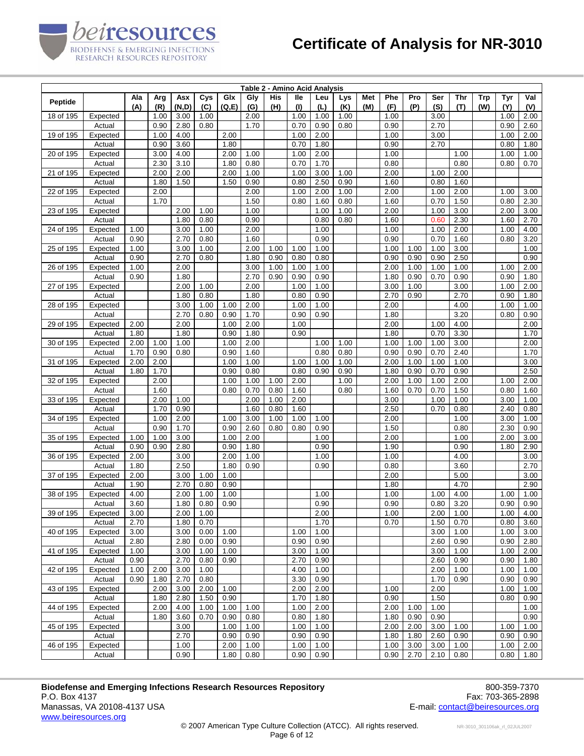# Certificate of Analysis for NR-3010

**Table 2 - Amino Acid Analysis**

| Peptide | | Ala (A) | Arg (R) | Asx (N,D) | Cys (C) | Glx (Q,E) | Gly (G) | His (H) | Ile (I) | Leu (L) | Lys (K) | Met (M) | Phe (F) | Pro (P) | Ser (S) | Thr (T) | Trp (W) | Tyr (Y) | Val (V) |
|---|---|---|---|---|---|---|---|---|---|---|---|---|---|---|---|---|---|---|---|
| 18 of 195 | Expected | | 1.00 | 3.00 | 1.00 | | 2.00 | | 1.00 | 1.00 | 1.00 | | 1.00 | | 3.00 | | | 1.00 | 2.00 |
| | Actual | | 0.90 | 2.80 | 0.80 | | 1.70 | | 0.70 | 0.90 | 0.80 | | 0.90 | | 2.70 | | | 0.90 | 2.60 |
| 19 of 195 | Expected | | 1.00 | 4.00 | | 2.00 | | | 1.00 | 2.00 | | | 1.00 | | 3.00 | | | 1.00 | 2.00 |
| | Actual | | 0.90 | 3.60 | | 1.80 | | | 0.70 | 1.80 | | | 0.90 | | 2.70 | | | 0.80 | 1.80 |
| 20 of 195 | Expected | | 3.00 | 4.00 | | 2.00 | 1.00 | | 1.00 | 2.00 | | | 1.00 | | | 1.00 | | 1.00 | 1.00 |
| | Actual | | 2.30 | 3.10 | | 1.80 | 0.80 | | 0.70 | 1.70 | | | 0.80 | | | 0.80 | | 0.80 | 0.70 |
| 21 of 195 | Expected | | 2.00 | 2.00 | | 2.00 | 1.00 | | 1.00 | 3.00 | 1.00 | | 2.00 | | 1.00 | 2.00 | | | |
| | Actual | | 1.80 | 1.50 | | 1.50 | 0.90 | | 0.80 | 2.50 | 0.90 | | 1.60 | | 0.80 | 1.60 | | | |
| 22 of 195 | Expected | | 2.00 | | | | 2.00 | | 1.00 | 2.00 | 1.00 | | 2.00 | | 1.00 | 2.00 | | 1.00 | 3.00 |
| | Actual | | 1.70 | | | | 1.50 | | 0.80 | 1.60 | 0.80 | | 1.60 | | 0.70 | 1.50 | | 0.80 | 2.30 |
| 23 of 195 | Expected | | | 2.00 | 1.00 | | 1.00 | | | 1.00 | 1.00 | | 2.00 | | 1.00 | 3.00 | | 2.00 | 3.00 |
| | Actual | | | 1.80 | 0.80 | | 0.90 | | | 0.80 | 0.80 | | 1.60 | | 0.60 | 2.30 | | 1.60 | 2.70 |
| 24 of 195 | Expected | 1.00 | | 3.00 | 1.00 | | 2.00 | | | 1.00 | | | 1.00 | | 1.00 | 2.00 | | 1.00 | 4.00 |
| | Actual | 0.90 | | 2.70 | 0.80 | | 1.60 | | | 0.90 | | | 0.90 | | 0.70 | 1.60 | | 0.80 | 3.20 |
| 25 of 195 | Expected | 1.00 | | 3.00 | 1.00 | | 2.00 | 1.00 | 1.00 | 1.00 | | | 1.00 | 1.00 | 1.00 | 3.00 | | | 1.00 |
| | Actual | 0.90 | | 2.70 | 0.80 | | 1.80 | 0.90 | 0.80 | 0.80 | | | 0.90 | 0.90 | 0.90 | 2.50 | | | 0.90 |
| 26 of 195 | Expected | 1.00 | | 2.00 | | | 3.00 | 1.00 | 1.00 | 1.00 | | | 2.00 | 1.00 | 1.00 | 1.00 | | 1.00 | 2.00 |
| | Actual | 0.90 | | 1.80 | | | 2.70 | 0.90 | 0.90 | 0.90 | | | 1.80 | 0.90 | 0.70 | 0.90 | | 0.90 | 1.80 |
| 27 of 195 | Expected | | | 2.00 | 1.00 | | 2.00 | | 1.00 | 1.00 | | | 3.00 | 1.00 | | 3.00 | | 1.00 | 2.00 |
| | Actual | | | 1.80 | 0.80 | | 1.80 | | 0.80 | 0.90 | | | 2.70 | 0.90 | | 2.70 | | 0.90 | 1.80 |
| 28 of 195 | Expected | | | 3.00 | 1.00 | 1.00 | 2.00 | | 1.00 | 1.00 | | | 2.00 | | | 4.00 | | 1.00 | 1.00 |
| | Actual | | | 2.70 | 0.80 | 0.90 | 1.70 | | 0.90 | 0.90 | | | 1.80 | | | 3.20 | | 0.80 | 0.90 |
| 29 of 195 | Expected | 2.00 | | 2.00 | | 1.00 | 2.00 | | 1.00 | | | | 2.00 | | 1.00 | 4.00 | | | 2.00 |
| | Actual | 1.80 | | 1.80 | | 0.90 | 1.80 | | 0.90 | | | | 1.80 | | 0.70 | 3.30 | | | 1.70 |
| 30 of 195 | Expected | 2.00 | 1.00 | 1.00 | | 1.00 | 2.00 | | | 1.00 | 1.00 | | 1.00 | 1.00 | 1.00 | 3.00 | | | 2.00 |
| | Actual | 1.70 | 0.90 | 0.80 | | 0.90 | 1.60 | | | 0.80 | 0.80 | | 0.90 | 0.90 | 0.70 | 2.40 | | | 1.70 |
| 31 of 195 | Expected | 2.00 | 2.00 | | | 1.00 | 1.00 | | 1.00 | 1.00 | 1.00 | | 2.00 | 1.00 | 1.00 | 1.00 | | | 3.00 |
| | Actual | 1.80 | 1.70 | | | 0.90 | 0.80 | | 0.80 | 0.90 | 0.90 | | 1.80 | 0.90 | 0.70 | 0.90 | | | 2.50 |
| 32 of 195 | Expected | | 2.00 | | | 1.00 | 1.00 | 1.00 | 2.00 | | 1.00 | | 2.00 | 1.00 | 1.00 | 2.00 | | 1.00 | 2.00 |
| | Actual | | 1.60 | | | 0.80 | 0.70 | 0.80 | 1.60 | | 0.80 | | 1.60 | 0.70 | 0.70 | 1.50 | | 0.80 | 1.60 |
| 33 of 195 | Expected | | 2.00 | 1.00 | | | 2.00 | 1.00 | 2.00 | | | | 3.00 | | 1.00 | 1.00 | | 3.00 | 1.00 |
| | Actual | | 1.70 | 0.90 | | | 1.60 | 0.80 | 1.60 | | | | 2.50 | | 0.70 | 0.80 | | 2.40 | 0.80 |
| 34 of 195 | Expected | | 1.00 | 2.00 | | 1.00 | 3.00 | 1.00 | 1.00 | 1.00 | | | 2.00 | | | 1.00 | | 3.00 | 1.00 |
| | Actual | | 0.90 | 1.70 | | 0.90 | 2.60 | 0.80 | 0.80 | 0.90 | | | 1.50 | | | 0.80 | | 2.30 | 0.90 |
| 35 of 195 | Expected | 1.00 | 1.00 | 3.00 | | 1.00 | 2.00 | | | 1.00 | | | 2.00 | | | 1.00 | | 2.00 | 3.00 |
| | Actual | 0.90 | 0.90 | 2.80 | | 0.90 | 1.80 | | | 0.90 | | | 1.90 | | | 0.90 | | 1.80 | 2.90 |
| 36 of 195 | Expected | 2.00 | | 3.00 | | 2.00 | 1.00 | | | 1.00 | | | 1.00 | | | 4.00 | | | 3.00 |
| | Actual | 1.80 | | 2.50 | | 1.80 | 0.90 | | | 0.90 | | | 0.80 | | | 3.60 | | | 2.70 |
| 37 of 195 | Expected | 2.00 | | 3.00 | 1.00 | 1.00 | | | | | | | 2.00 | | | 5.00 | | | 3.00 |
| | Actual | 1.90 | | 2.70 | 0.80 | 0.90 | | | | | | | 1.80 | | | 4.70 | | | 2.90 |
| 38 of 195 | Expected | 4.00 | | 2.00 | 1.00 | 1.00 | | | | 1.00 | | | 1.00 | | 1.00 | 4.00 | | 1.00 | 1.00 |
| | Actual | 3.60 | | 1.80 | 0.80 | 0.90 | | | | 0.90 | | | 0.90 | | 0.80 | 3.20 | | 0.90 | 0.90 |
| 39 of 195 | Expected | 3.00 | | 2.00 | 1.00 | | | | | 2.00 | | | 1.00 | | 2.00 | 1.00 | | 1.00 | 4.00 |
| | Actual | 2.70 | | 1.80 | 0.70 | | | | | 1.70 | | | 0.70 | | 1.50 | 0.70 | | 0.80 | 3.60 |
| 40 of 195 | Expected | 3.00 | | 3.00 | 0.00 | 1.00 | | | 1.00 | 1.00 | | | | | 3.00 | 1.00 | | 1.00 | 3.00 |
| | Actual | 2.80 | | 2.80 | 0.00 | 0.90 | | | 0.90 | 0.90 | | | | | 2.60 | 0.90 | | 0.90 | 2.80 |
| 41 of 195 | Expected | 1.00 | | 3.00 | 1.00 | 1.00 | | | 3.00 | 1.00 | | | | | 3.00 | 1.00 | | 1.00 | 2.00 |
| | Actual | 0.90 | | 2.70 | 0.80 | 0.90 | | | 2.70 | 0.90 | | | | | 2.60 | 0.90 | | 0.90 | 1.80 |
| 42 of 195 | Expected | 1.00 | 2.00 | 3.00 | 1.00 | | | | 4.00 | 1.00 | | | | | 2.00 | 1.00 | | 1.00 | 1.00 |
| | Actual | 0.90 | 1.80 | 2.70 | 0.80 | | | | 3.30 | 0.90 | | | | | 1.70 | 0.90 | | 0.90 | 0.90 |
| 43 of 195 | Expected | | 2.00 | 3.00 | 2.00 | 1.00 | | | 2.00 | 2.00 | | | 1.00 | | 2.00 | | | 1.00 | 1.00 |
| | Actual | | 1.80 | 2.80 | 1.50 | 0.90 | | | 1.70 | 1.80 | | | 0.90 | | 1.50 | | | 0.80 | 0.90 |
| 44 of 195 | Expected | | 2.00 | 4.00 | 1.00 | 1.00 | 1.00 | | 1.00 | 2.00 | | | 2.00 | 1.00 | 1.00 | | | | 1.00 |
| | Actual | | 1.80 | 3.60 | 0.70 | 0.90 | 0.80 | | 0.80 | 1.80 | | | 1.80 | 0.90 | 0.90 | | | | 0.90 |
| 45 of 195 | Expected | | | 3.00 | | 1.00 | 1.00 | | 1.00 | 1.00 | | | 2.00 | 2.00 | 3.00 | 1.00 | | 1.00 | 1.00 |
| | Actual | | | 2.70 | | 0.90 | 0.90 | | 0.90 | 0.90 | | | 1.80 | 1.80 | 2.60 | 0.90 | | 0.90 | 0.90 |
| 46 of 195 | Expected | | | 1.00 | | 2.00 | 1.00 | | 1.00 | 1.00 | | | 1.00 | 3.00 | 3.00 | 1.00 | | 1.00 | 2.00 |
| | Actual | | | 0.90 | | 1.80 | 0.80 | | 0.90 | 0.90 | | | 0.90 | 2.70 | 2.10 | 0.80 | | 0.80 | 1.80 |

**Biodefense and Emerging Infections Research Resources Repository**
P.O. Box 4137
Manassas, VA 20108-4137 USA
www.beiresources.org

800-359-7370
Fax: 703-365-2898
E-mail: contact@beiresources.org

© 2007 American Type Culture Collection (ATCC). All rights reserved.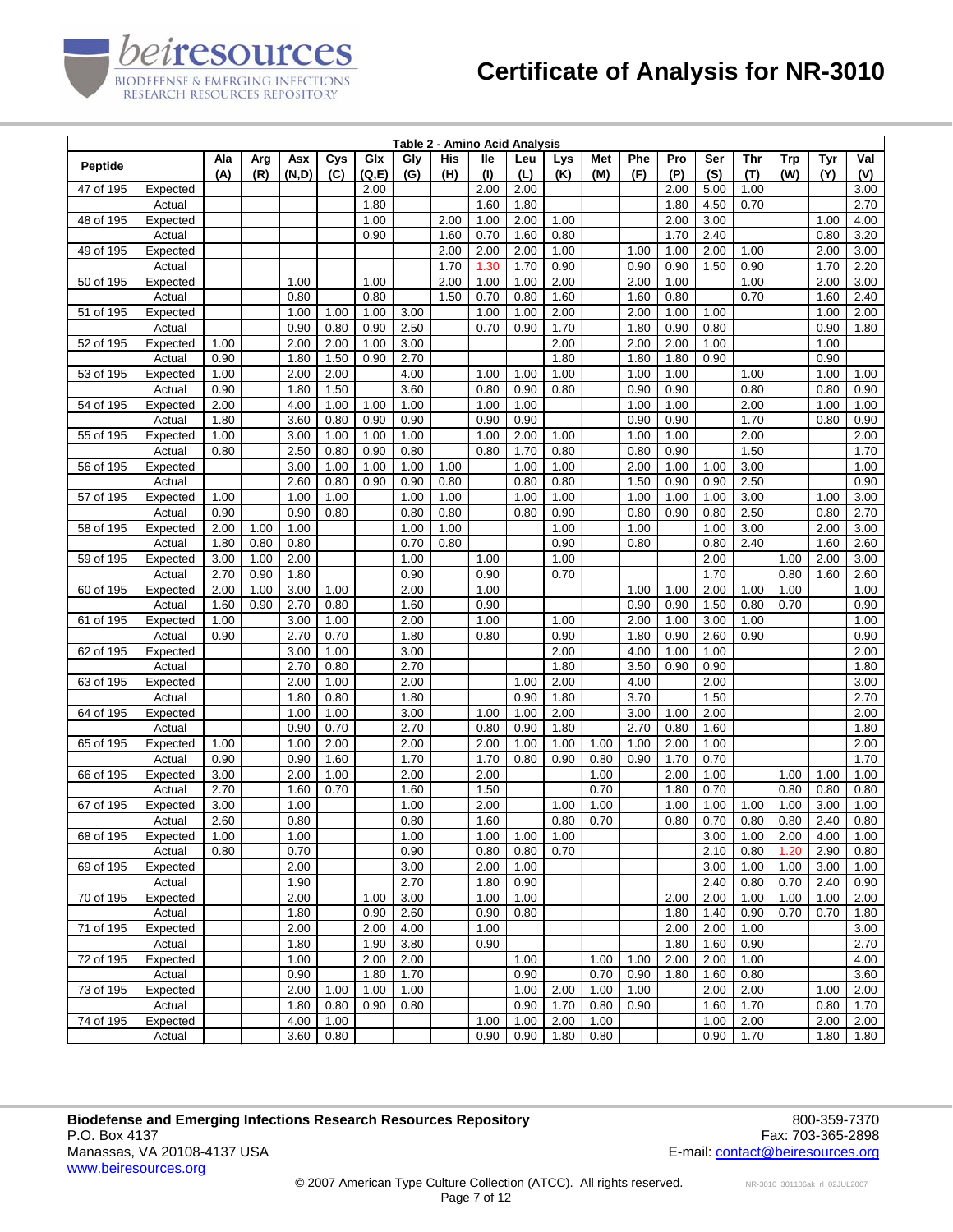# Certificate of Analysis for NR-3010

**Table 2 - Amino Acid Analysis**

| Peptide | | Ala (A) | Arg (R) | Asx (N,D) | Cys (C) | Glx (Q,E) | Gly (G) | His (H) | Ile (I) | Leu (L) | Lys (K) | Met (M) | Phe (F) | Pro (P) | Ser (S) | Thr (T) | Trp (W) | Tyr (Y) | Val (V) |
|---|---|---|---|---|---|---|---|---|---|---|---|---|---|---|---|---|---|---|---|
| 47 of 195 | Expected | | | | | 2.00 | | | 2.00 | 2.00 | | | | 2.00 | 5.00 | 1.00 | | | 3.00 |
| | Actual | | | | | 1.80 | | | 1.60 | 1.80 | | | | 1.80 | 4.50 | 0.70 | | | 2.70 |
| 48 of 195 | Expected | | | | | 1.00 | | 2.00 | 1.00 | 2.00 | 1.00 | | | 2.00 | 3.00 | | | 1.00 | 4.00 |
| | Actual | | | | | 0.90 | | 1.60 | 0.70 | 1.60 | 0.80 | | | 1.70 | 2.40 | | | 0.80 | 3.20 |
| 49 of 195 | Expected | | | | | | | 2.00 | 2.00 | 2.00 | 1.00 | | 1.00 | 1.00 | 2.00 | 1.00 | | 2.00 | 3.00 |
| | Actual | | | | | | | 1.70 | 1.30 | 1.70 | 0.90 | | 0.90 | 0.90 | 1.50 | 0.90 | | 1.70 | 2.20 |
| 50 of 195 | Expected | | | 1.00 | | 1.00 | | 2.00 | 1.00 | 1.00 | 2.00 | | 2.00 | 1.00 | | 1.00 | | 2.00 | 3.00 |
| | Actual | | | 0.80 | | 0.80 | | 1.50 | 0.70 | 0.80 | 1.60 | | 1.60 | 0.80 | | 0.70 | | 1.60 | 2.40 |
| 51 of 195 | Expected | | | 1.00 | 1.00 | 1.00 | 3.00 | | 1.00 | 1.00 | 2.00 | | 2.00 | 1.00 | 1.00 | | | 1.00 | 2.00 |
| | Actual | | | 0.90 | 0.80 | 0.90 | 2.50 | | 0.70 | 0.90 | 1.70 | | 1.80 | 0.90 | 0.80 | | | 0.90 | 1.80 |
| 52 of 195 | Expected | 1.00 | | 2.00 | 2.00 | 1.00 | 3.00 | | | | 2.00 | | 2.00 | 2.00 | 1.00 | | | 1.00 | |
| | Actual | 0.90 | | 1.80 | 1.50 | 0.90 | 2.70 | | | | 1.80 | | 1.80 | 1.80 | 0.90 | | | 0.90 | |
| 53 of 195 | Expected | 1.00 | | 2.00 | 2.00 | | 4.00 | | 1.00 | 1.00 | 1.00 | | 1.00 | 1.00 | | 1.00 | | 1.00 | 1.00 |
| | Actual | 0.90 | | 1.80 | 1.50 | | 3.60 | | 0.80 | 0.90 | 0.80 | | 0.90 | 0.90 | | 0.80 | | 0.80 | 0.90 |
| 54 of 195 | Expected | 2.00 | | 4.00 | 1.00 | 1.00 | 1.00 | | 1.00 | 1.00 | | | 1.00 | 1.00 | | 2.00 | | 1.00 | 1.00 |
| | Actual | 1.80 | | 3.60 | 0.80 | 0.90 | 0.90 | | 0.90 | 0.90 | | | 0.90 | 0.90 | | 1.70 | | 0.80 | 0.90 |
| 55 of 195 | Expected | 1.00 | | 3.00 | 1.00 | 1.00 | 1.00 | | 1.00 | 2.00 | 1.00 | | 1.00 | 1.00 | | 2.00 | | | 2.00 |
| | Actual | 0.80 | | 2.50 | 0.80 | 0.90 | 0.80 | | 0.80 | 1.70 | 0.80 | | 0.80 | 0.90 | | 1.50 | | | 1.70 |
| 56 of 195 | Expected | | | 3.00 | 1.00 | 1.00 | 1.00 | 1.00 | | 1.00 | 1.00 | | 2.00 | 1.00 | 1.00 | 3.00 | | | 1.00 |
| | Actual | | | 2.60 | 0.80 | 0.90 | 0.90 | 0.80 | | 0.80 | 0.80 | | 1.50 | 0.90 | 0.90 | 2.50 | | | 0.90 |
| 57 of 195 | Expected | 1.00 | | 1.00 | 1.00 | | 1.00 | 1.00 | | 1.00 | 1.00 | | 1.00 | 1.00 | 1.00 | 3.00 | | 1.00 | 3.00 |
| | Actual | 0.90 | | 0.90 | 0.80 | | 0.80 | 0.80 | | 0.80 | 0.90 | | 0.80 | 0.90 | 0.80 | 2.50 | | 0.80 | 2.70 |
| 58 of 195 | Expected | 2.00 | 1.00 | 1.00 | | | 1.00 | 1.00 | | | 1.00 | | 1.00 | | 1.00 | 3.00 | | 2.00 | 3.00 |
| | Actual | 1.80 | 0.80 | 0.80 | | | 0.70 | 0.80 | | | 0.90 | | 0.80 | | 0.80 | 2.40 | | 1.60 | 2.60 |
| 59 of 195 | Expected | 3.00 | 1.00 | 2.00 | | | 1.00 | | 1.00 | | 1.00 | | | | 2.00 | | 1.00 | 2.00 | 3.00 |
| | Actual | 2.70 | 0.90 | 1.80 | | | 0.90 | | 0.90 | | 0.70 | | | | 1.70 | | 0.80 | 1.60 | 2.60 |
| 60 of 195 | Expected | 2.00 | 1.00 | 3.00 | 1.00 | | 2.00 | | 1.00 | | | | 1.00 | 1.00 | 2.00 | 1.00 | 1.00 | | 1.00 |
| | Actual | 1.60 | 0.90 | 2.70 | 0.80 | | 1.60 | | 0.90 | | | | 0.90 | 0.90 | 1.50 | 0.80 | 0.70 | | 0.90 |
| 61 of 195 | Expected | 1.00 | | 3.00 | 1.00 | | 2.00 | | 1.00 | | 1.00 | | 2.00 | 1.00 | 3.00 | 1.00 | | | 1.00 |
| | Actual | 0.90 | | 2.70 | 0.70 | | 1.80 | | 0.80 | | 0.90 | | 1.80 | 0.90 | 2.60 | 0.90 | | | 0.90 |
| 62 of 195 | Expected | | | 3.00 | 1.00 | | 3.00 | | | | 2.00 | | 4.00 | 1.00 | 1.00 | | | | 2.00 |
| | Actual | | | 2.70 | 0.80 | | 2.70 | | | | 1.80 | | 3.50 | 0.90 | 0.90 | | | | 1.80 |
| 63 of 195 | Expected | | | 2.00 | 1.00 | | 2.00 | | | 1.00 | 2.00 | | 4.00 | | 2.00 | | | | 3.00 |
| | Actual | | | 1.80 | 0.80 | | 1.80 | | | 0.90 | 1.80 | | 3.70 | | 1.50 | | | | 2.70 |
| 64 of 195 | Expected | | | 1.00 | 1.00 | | 3.00 | | 1.00 | 1.00 | 2.00 | | 3.00 | 1.00 | 2.00 | | | | 2.00 |
| | Actual | | | 0.90 | 0.70 | | 2.70 | | 0.80 | 0.90 | 1.80 | | 2.70 | 0.80 | 1.60 | | | | 1.80 |
| 65 of 195 | Expected | 1.00 | | 1.00 | 2.00 | | 2.00 | | 2.00 | 1.00 | 1.00 | 1.00 | 1.00 | 2.00 | 1.00 | | | | 2.00 |
| | Actual | 0.90 | | 0.90 | 1.60 | | 1.70 | | 1.70 | 0.80 | 0.90 | 0.80 | 0.90 | 1.70 | 0.70 | | | | 1.70 |
| 66 of 195 | Expected | 3.00 | | 2.00 | 1.00 | | 2.00 | | 2.00 | | | 1.00 | | 2.00 | 1.00 | | 1.00 | 1.00 | 1.00 |
| | Actual | 2.70 | | 1.60 | 0.70 | | 1.60 | | 1.50 | | | 0.70 | | 1.80 | 0.70 | | 0.80 | 0.80 | 0.80 |
| 67 of 195 | Expected | 3.00 | | 1.00 | | | 1.00 | | 2.00 | | 1.00 | 1.00 | | 1.00 | 1.00 | 1.00 | 1.00 | 3.00 | 1.00 |
| | Actual | 2.60 | | 0.80 | | | 0.80 | | 1.60 | | 0.80 | 0.70 | | 0.80 | 0.70 | 0.80 | 0.80 | 2.40 | 0.80 |
| 68 of 195 | Expected | 1.00 | | 1.00 | | | 1.00 | | 1.00 | 1.00 | 1.00 | | | | 3.00 | 1.00 | 2.00 | 4.00 | 1.00 |
| | Actual | 0.80 | | 0.70 | | | 0.90 | | 0.80 | 0.80 | 0.70 | | | | 2.10 | 0.80 | 1.20 | 2.90 | 0.80 |
| 69 of 195 | Expected | | | 2.00 | | | 3.00 | | 2.00 | 1.00 | | | | | 3.00 | 1.00 | 1.00 | 3.00 | 1.00 |
| | Actual | | | 1.90 | | | 2.70 | | 1.80 | 0.90 | | | | | 2.40 | 0.80 | 0.70 | 2.40 | 0.90 |
| 70 of 195 | Expected | | | 2.00 | | 1.00 | 3.00 | | 1.00 | 1.00 | | | | 2.00 | 2.00 | 1.00 | 1.00 | 1.00 | 2.00 |
| | Actual | | | 1.80 | | 0.90 | 2.60 | | 0.90 | 0.80 | | | | 1.80 | 1.40 | 0.90 | 0.70 | 0.70 | 1.80 |
| 71 of 195 | Expected | | | 2.00 | | 2.00 | 4.00 | | 1.00 | | | | | 2.00 | 2.00 | 1.00 | | | 3.00 |
| | Actual | | | 1.80 | | 1.90 | 3.80 | | 0.90 | | | | | 1.80 | 1.60 | 0.90 | | | 2.70 |
| 72 of 195 | Expected | | | 1.00 | | 2.00 | 2.00 | | | 1.00 | | 1.00 | 1.00 | 2.00 | 2.00 | 1.00 | | | 4.00 |
| | Actual | | | 0.90 | | 1.80 | 1.70 | | | 0.90 | | 0.70 | 0.90 | 1.80 | 1.60 | 0.80 | | | 3.60 |
| 73 of 195 | Expected | | | 2.00 | 1.00 | 1.00 | 1.00 | | | 1.00 | 2.00 | 1.00 | 1.00 | | 2.00 | 2.00 | | 1.00 | 2.00 |
| | Actual | | | 1.80 | 0.80 | 0.90 | 0.80 | | | 0.90 | 1.70 | 0.80 | 0.90 | | 1.60 | 1.70 | | 0.80 | 1.70 |
| 74 of 195 | Expected | | | 4.00 | 1.00 | | | | 1.00 | 1.00 | 2.00 | 1.00 | | | 1.00 | 2.00 | | 2.00 | 2.00 |
| | Actual | | | 3.60 | 0.80 | | | | 0.90 | 0.90 | 1.80 | 0.80 | | | 0.90 | 1.70 | | 1.80 | 1.80 |

**Biodefense and Emerging Infections Research Resources Repository**
P.O. Box 4137
Manassas, VA 20108-4137 USA
www.beiresources.org

800-359-7370
Fax: 703-365-2898
E-mail: contact@beiresources.org

© 2007 American Type Culture Collection (ATCC). All rights reserved.

NR-3010_301106ak_rl_02JUL2007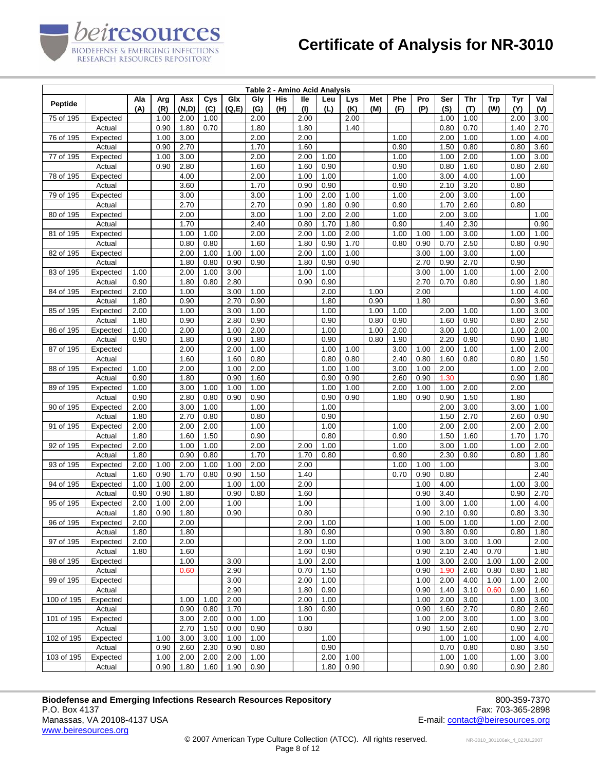# Certificate of Analysis for NR-3010

**Table 2 - Amino Acid Analysis**

| Peptide | | Ala (A) | Arg (R) | Asx (N,D) | Cys (C) | Glx (Q,E) | Gly (G) | His (H) | Ile (I) | Leu (L) | Lys (K) | Met (M) | Phe (F) | Pro (P) | Ser (S) | Thr (T) | Trp (W) | Tyr (Y) | Val (V) |
|---|---|---|---|---|---|---|---|---|---|---|---|---|---|---|---|---|---|---|---|
| 75 of 195 | Expected | | 1.00 | 2.00 | 1.00 | | 2.00 | | 2.00 | | 2.00 | | | | 1.00 | 1.00 | | 2.00 | 3.00 |
| | Actual | | 0.90 | 1.80 | 0.70 | | 1.80 | | 1.80 | | 1.40 | | | | 0.80 | 0.70 | | 1.40 | 2.70 |
| 76 of 195 | Expected | | 1.00 | 3.00 | | | 2.00 | | 2.00 | | | | 1.00 | | 2.00 | 1.00 | | 1.00 | 4.00 |
| | Actual | | 0.90 | 2.70 | | | 1.70 | | 1.60 | | | | 0.90 | | 1.50 | 0.80 | | 0.80 | 3.60 |
| 77 of 195 | Expected | | 1.00 | 3.00 | | | 2.00 | | 2.00 | 1.00 | | | 1.00 | | 1.00 | 2.00 | | 1.00 | 3.00 |
| | Actual | | 0.90 | 2.80 | | | 1.60 | | 1.60 | 0.90 | | | 0.90 | | 0.80 | 1.60 | | 0.80 | 2.60 |
| 78 of 195 | Expected | | | 4.00 | | | 2.00 | | 1.00 | 1.00 | | | 1.00 | | 3.00 | 4.00 | | 1.00 | |
| | Actual | | | 3.60 | | | 1.70 | | 0.90 | 0.90 | | | 0.90 | | 2.10 | 3.20 | | 0.80 | |
| 79 of 195 | Expected | | | 3.00 | | | 3.00 | | 1.00 | 2.00 | 1.00 | | 1.00 | | 2.00 | 3.00 | | 1.00 | |
| | Actual | | | 2.70 | | | 2.70 | | 0.90 | 1.80 | 0.90 | | 0.90 | | 1.70 | 2.60 | | 0.80 | |
| 80 of 195 | Expected | | | 2.00 | | | 3.00 | | 1.00 | 2.00 | 2.00 | | 1.00 | | 2.00 | 3.00 | | | 1.00 |
| | Actual | | | 1.70 | | | 2.40 | | 0.80 | 1.70 | 1.80 | | 0.90 | | 1.40 | 2.30 | | | 0.90 |
| 81 of 195 | Expected | | | 1.00 | 1.00 | | 2.00 | | 2.00 | 1.00 | 2.00 | | 1.00 | 1.00 | 1.00 | 3.00 | | 1.00 | 1.00 |
| | Actual | | | 0.80 | 0.80 | | 1.60 | | 1.80 | 0.90 | 1.70 | | 0.80 | 0.90 | 0.70 | 2.50 | | 0.80 | 0.90 |
| 82 of 195 | Expected | | | 2.00 | 1.00 | 1.00 | 1.00 | | 2.00 | 1.00 | 1.00 | | | 3.00 | 1.00 | 3.00 | | 1.00 | |
| | Actual | | | 1.80 | 0.80 | 0.90 | 0.90 | | 1.80 | 0.90 | 0.90 | | | 2.70 | 0.90 | 2.70 | | 0.90 | |
| 83 of 195 | Expected | 1.00 | | 2.00 | 1.00 | 3.00 | | | 1.00 | 1.00 | | | | 3.00 | 1.00 | 1.00 | | 1.00 | 2.00 |
| | Actual | 0.90 | | 1.80 | 0.80 | 2.80 | | | 0.90 | 0.90 | | | | 2.70 | 0.70 | 0.80 | | 0.90 | 1.80 |
| 84 of 195 | Expected | 2.00 | | 1.00 | | 3.00 | 1.00 | | | 2.00 | | 1.00 | | 2.00 | | | | 1.00 | 4.00 |
| | Actual | 1.80 | | 0.90 | | 2.70 | 0.90 | | | 1.80 | | 0.90 | | 1.80 | | | | 0.90 | 3.60 |
| 85 of 195 | Expected | 2.00 | | 1.00 | | 3.00 | 1.00 | | | 1.00 | | 1.00 | 1.00 | | 2.00 | 1.00 | | 1.00 | 3.00 |
| | Actual | 1.80 | | 0.90 | | 2.80 | 0.90 | | | 0.90 | | 0.80 | 0.90 | | 1.60 | 0.90 | | 0.80 | 2.50 |
| 86 of 195 | Expected | 1.00 | | 2.00 | | 1.00 | 2.00 | | | 1.00 | | 1.00 | 2.00 | | 3.00 | 1.00 | | 1.00 | 2.00 |
| | Actual | 0.90 | | 1.80 | | 0.90 | 1.80 | | | 0.90 | | 0.80 | 1.90 | | 2.20 | 0.90 | | 0.90 | 1.80 |
| 87 of 195 | Expected | | | 2.00 | | 2.00 | 1.00 | | | 1.00 | 1.00 | | 3.00 | 1.00 | 2.00 | 1.00 | | 1.00 | 2.00 |
| | Actual | | | 1.60 | | 1.60 | 0.80 | | | 0.80 | 0.80 | | 2.40 | 0.80 | 1.60 | 0.80 | | 0.80 | 1.50 |
| 88 of 195 | Expected | 1.00 | | 2.00 | | 1.00 | 2.00 | | | 1.00 | 1.00 | | 3.00 | 1.00 | 2.00 | | | 1.00 | 2.00 |
| | Actual | 0.90 | | 1.80 | | 0.90 | 1.60 | | | 0.90 | 0.90 | | 2.60 | 0.90 | 1.30 | | | 0.90 | 1.80 |
| 89 of 195 | Expected | 1.00 | | 3.00 | 1.00 | 1.00 | 1.00 | | | 1.00 | 1.00 | | 2.00 | 1.00 | 1.00 | 2.00 | | 2.00 | |
| | Actual | 0.90 | | 2.80 | 0.80 | 0.90 | 0.90 | | | 0.90 | 0.90 | | 1.80 | 0.90 | 0.90 | 1.50 | | 1.80 | |
| 90 of 195 | Expected | 2.00 | | 3.00 | 1.00 | | 1.00 | | | 1.00 | | | | | 2.00 | 3.00 | | 3.00 | 1.00 |
| | Actual | 1.80 | | 2.70 | 0.80 | | 0.80 | | | 0.90 | | | | | 1.50 | 2.70 | | 2.60 | 0.90 |
| 91 of 195 | Expected | 2.00 | | 2.00 | 2.00 | | 1.00 | | | 1.00 | | | 1.00 | | 2.00 | 2.00 | | 2.00 | 2.00 |
| | Actual | 1.80 | | 1.60 | 1.50 | | 0.90 | | | 0.80 | | | 0.90 | | 1.50 | 1.60 | | 1.70 | 1.70 |
| 92 of 195 | Expected | 2.00 | | 1.00 | 1.00 | | 2.00 | | 2.00 | 1.00 | | | 1.00 | | 3.00 | 1.00 | | 1.00 | 2.00 |
| | Actual | 1.80 | | 0.90 | 0.80 | | 1.70 | | 1.70 | 0.80 | | | 0.90 | | 2.30 | 0.90 | | 0.80 | 1.80 |
| 93 of 195 | Expected | 2.00 | 1.00 | 2.00 | 1.00 | 1.00 | 2.00 | | 2.00 | | | | 1.00 | 1.00 | 1.00 | | | | 3.00 |
| | Actual | 1.60 | 0.90 | 1.70 | 0.80 | 0.90 | 1.50 | | 1.40 | | | | 0.70 | 0.90 | 0.80 | | | | 2.40 |
| 94 of 195 | Expected | 1.00 | 1.00 | 2.00 | | 1.00 | 1.00 | | 2.00 | | | | | 1.00 | 4.00 | | | 1.00 | 3.00 |
| | Actual | 0.90 | 0.90 | 1.80 | | 0.90 | 0.80 | | 1.60 | | | | | 0.90 | 3.40 | | | 0.90 | 2.70 |
| 95 of 195 | Expected | 2.00 | 1.00 | 2.00 | | 1.00 | | | 1.00 | | | | | 1.00 | 3.00 | 1.00 | | 1.00 | 4.00 |
| | Actual | 1.80 | 0.90 | 1.80 | | 0.90 | | | 0.80 | | | | | 0.90 | 2.10 | 0.90 | | 0.80 | 3.30 |
| 96 of 195 | Expected | 2.00 | | 2.00 | | | | | 2.00 | 1.00 | | | | 1.00 | 5.00 | 1.00 | | 1.00 | 2.00 |
| | Actual | 1.80 | | 1.80 | | | | | 1.80 | 0.90 | | | | 0.90 | 3.80 | 0.90 | | 0.80 | 1.80 |
| 97 of 195 | Expected | 2.00 | | 2.00 | | | | | 2.00 | 1.00 | | | | 1.00 | 3.00 | 3.00 | 1.00 | | 2.00 |
| | Actual | 1.80 | | 1.60 | | | | | 1.60 | 0.90 | | | | 0.90 | 2.10 | 2.40 | 0.70 | | 1.80 |
| 98 of 195 | Expected | | | 1.00 | | 3.00 | | | 1.00 | 2.00 | | | | 1.00 | 3.00 | 2.00 | 1.00 | 1.00 | 2.00 |
| | Actual | | | 0.60 | | 2.90 | | | 0.70 | 1.50 | | | | 0.90 | 1.90 | 2.60 | 0.80 | 0.80 | 1.80 |
| 99 of 195 | Expected | | | | | 3.00 | | | 2.00 | 1.00 | | | | 1.00 | 2.00 | 4.00 | 1.00 | 1.00 | 2.00 |
| | Actual | | | | | 2.90 | | | 1.80 | 0.90 | | | | 0.90 | 1.40 | 3.10 | 0.60 | 0.90 | 1.60 |
| 100 of 195 | Expected | | | 1.00 | 1.00 | 2.00 | | | 2.00 | 1.00 | | | | 1.00 | 2.00 | 3.00 | | 1.00 | 3.00 |
| | Actual | | | 0.90 | 0.80 | 1.70 | | | 1.80 | 0.90 | | | | 0.90 | 1.60 | 2.70 | | 0.80 | 2.60 |
| 101 of 195 | Expected | | | 3.00 | 2.00 | 0.00 | 1.00 | | 1.00 | | | | | 1.00 | 2.00 | 3.00 | | 1.00 | 3.00 |
| | Actual | | | 2.70 | 1.50 | 0.00 | 0.90 | | 0.80 | | | | | 0.90 | 1.50 | 2.60 | | 0.90 | 2.70 |
| 102 of 195 | Expected | | 1.00 | 3.00 | 3.00 | 1.00 | 1.00 | | | 1.00 | | | | | 1.00 | 1.00 | | 1.00 | 4.00 |
| | Actual | | 0.90 | 2.60 | 2.30 | 0.90 | 0.80 | | | 0.90 | | | | | 0.70 | 0.80 | | 0.80 | 3.50 |
| 103 of 195 | Expected | | 1.00 | 2.00 | 2.00 | 2.00 | 1.00 | | | 2.00 | 1.00 | | | | 1.00 | 1.00 | | 1.00 | 3.00 |
| | Actual | | 0.90 | 1.80 | 1.60 | 1.90 | 0.90 | | | 1.80 | 0.90 | | | | 0.90 | 0.90 | | 0.90 | 2.80 |

**Biodefense and Emerging Infections Research Resources Repository**
P.O. Box 4137
Manassas, VA 20108-4137 USA
www.beiresources.org

800-359-7370
Fax: 703-365-2898
E-mail: contact@beiresources.org

© 2007 American Type Culture Collection (ATCC). All rights reserved.

NR-3010_301106ak_rl_02JUL2007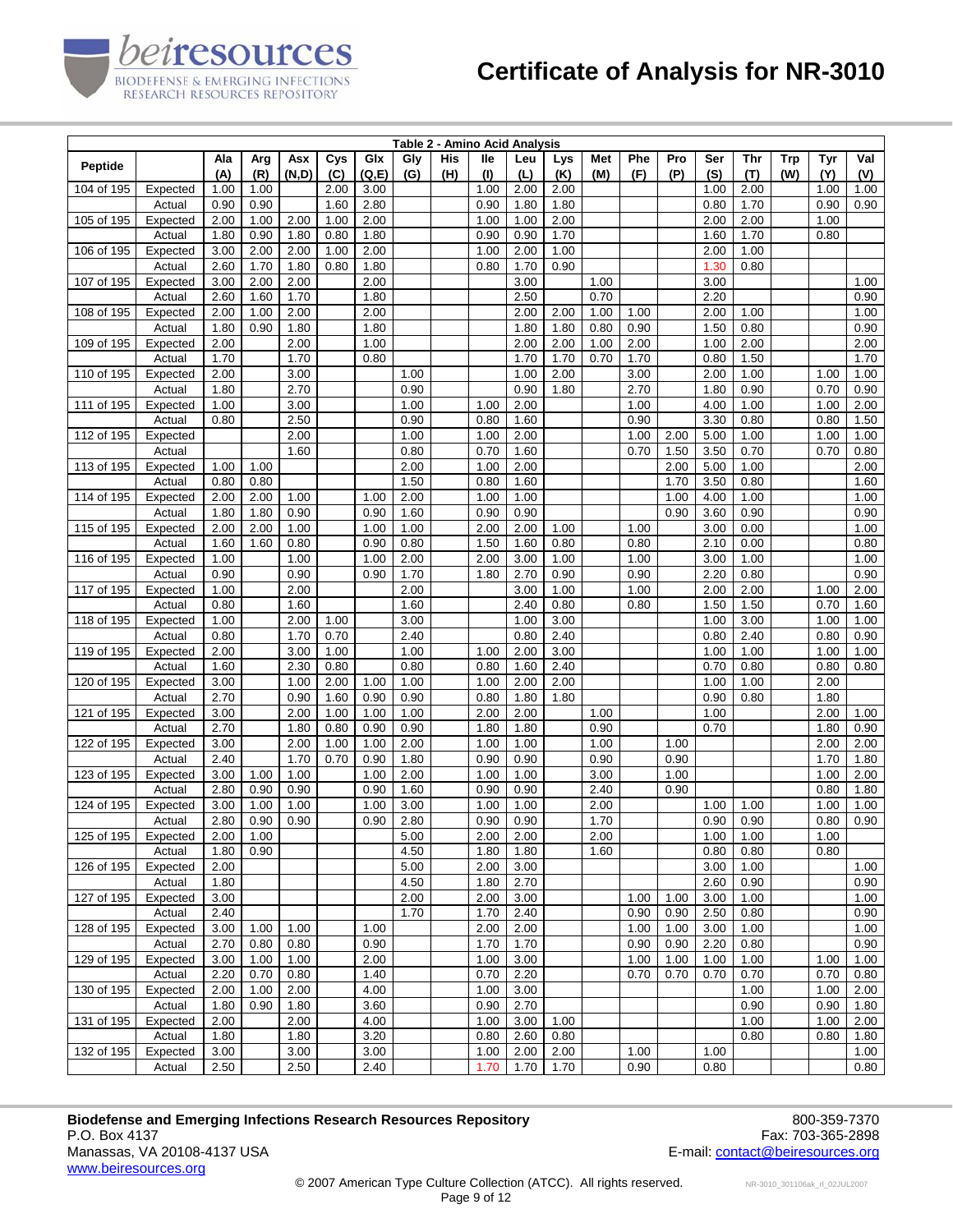# Certificate of Analysis for NR-3010

| Table 2 - Amino Acid Analysis | | | | | | | | | | | | | | | | | | | | | |
|---|---|---|---|---|---|---|---|---|---|---|---|---|---|---|---|---|---|---|---|---|---|
| Peptide | | Ala (A) | Arg (R) | Asx (N,D) | Cys (C) | Glx (Q,E) | Gly (G) | His (H) | Ile (I) | Leu (L) | Lys (K) | Met (M) | Phe (F) | Pro (P) | Ser (S) | Thr (T) | Trp (W) | Tyr (Y) | Val (V) |
| 104 of 195 | Expected | 1.00 | 1.00 | | 2.00 | 3.00 | | | 1.00 | 2.00 | 2.00 | | | | 1.00 | 2.00 | | 1.00 | 1.00 |
| | Actual | 0.90 | 0.90 | | 1.60 | 2.80 | | | 0.90 | 1.80 | 1.80 | | | | 0.80 | 1.70 | | 0.90 | 0.90 |
| 105 of 195 | Expected | 2.00 | 1.00 | 2.00 | 1.00 | 2.00 | | | 1.00 | 1.00 | 2.00 | | | | 2.00 | 2.00 | | 1.00 | |
| | Actual | 1.80 | 0.90 | 1.80 | 0.80 | 1.80 | | | 0.90 | 0.90 | 1.70 | | | | 1.60 | 1.70 | | 0.80 | |
| 106 of 195 | Expected | 3.00 | 2.00 | 2.00 | 1.00 | 2.00 | | | 1.00 | 2.00 | 1.00 | | | | 2.00 | 1.00 | | | |
| | Actual | 2.60 | 1.70 | 1.80 | 0.80 | 1.80 | | | 0.80 | 1.70 | 0.90 | | | | 1.30 | 0.80 | | | |
| 107 of 195 | Expected | 3.00 | 2.00 | 2.00 | | 2.00 | | | | 3.00 | | 1.00 | | | 3.00 | | | | 1.00 |
| | Actual | 2.60 | 1.60 | 1.70 | | 1.80 | | | | 2.50 | | 0.70 | | | 2.20 | | | | 0.90 |
| 108 of 195 | Expected | 2.00 | 1.00 | 2.00 | | 2.00 | | | | 2.00 | 2.00 | 1.00 | 1.00 | | 2.00 | 1.00 | | | 1.00 |
| | Actual | 1.80 | 0.90 | 1.80 | | 1.80 | | | | 1.80 | 1.80 | 0.80 | 0.90 | | 1.50 | 0.80 | | | 0.90 |
| 109 of 195 | Expected | 2.00 | | 2.00 | | 1.00 | | | | 2.00 | 2.00 | 1.00 | 2.00 | | 1.00 | 2.00 | | | 2.00 |
| | Actual | 1.70 | | 1.70 | | 0.80 | | | | 1.70 | 1.70 | 0.70 | 1.70 | | 0.80 | 1.50 | | | 1.70 |
| 110 of 195 | Expected | 2.00 | | 3.00 | | | 1.00 | | | 1.00 | 2.00 | | 3.00 | | 2.00 | 1.00 | | 1.00 | 1.00 |
| | Actual | 1.80 | | 2.70 | | | 0.90 | | | 0.90 | 1.80 | | 2.70 | | 1.80 | 0.90 | | 0.70 | 0.90 |
| 111 of 195 | Expected | 1.00 | | 3.00 | | | 1.00 | | 1.00 | 2.00 | | | 1.00 | | 4.00 | 1.00 | | 1.00 | 2.00 |
| | Actual | 0.80 | | 2.50 | | | 0.90 | | 0.80 | 1.60 | | | 0.90 | | 3.30 | 0.80 | | 0.80 | 1.50 |
| 112 of 195 | Expected | | | 2.00 | | | 1.00 | | 1.00 | 2.00 | | | 1.00 | 2.00 | 5.00 | 1.00 | | 1.00 | 1.00 |
| | Actual | | | 1.60 | | | 0.80 | | 0.70 | 1.60 | | | 0.70 | 1.50 | 3.50 | 0.70 | | 0.70 | 0.80 |
| 113 of 195 | Expected | 1.00 | 1.00 | | | | 2.00 | | 1.00 | 2.00 | | | | 2.00 | 5.00 | 1.00 | | | 2.00 |
| | Actual | 0.80 | 0.80 | | | | 1.50 | | 0.80 | 1.60 | | | | 1.70 | 3.50 | 0.80 | | | 1.60 |
| 114 of 195 | Expected | 2.00 | 2.00 | 1.00 | | 1.00 | 2.00 | | 1.00 | 1.00 | | | | 1.00 | 4.00 | 1.00 | | | 1.00 |
| | Actual | 1.80 | 1.80 | 0.90 | | 0.90 | 1.60 | | 0.90 | 0.90 | | | | 0.90 | 3.60 | 0.90 | | | 0.90 |
| 115 of 195 | Expected | 2.00 | 2.00 | 1.00 | | 1.00 | 1.00 | | 2.00 | 2.00 | 1.00 | | 1.00 | | 3.00 | 0.00 | | | 1.00 |
| | Actual | 1.60 | 1.60 | 0.80 | | 0.90 | 0.80 | | 1.50 | 1.60 | 0.80 | | 0.80 | | 2.10 | 0.00 | | | 0.80 |
| 116 of 195 | Expected | 1.00 | | 1.00 | | 1.00 | 2.00 | | 2.00 | 3.00 | 1.00 | | 1.00 | | 3.00 | 1.00 | | | 1.00 |
| | Actual | 0.90 | | 0.90 | | 0.90 | 1.70 | | 1.80 | 2.70 | 0.90 | | 0.90 | | 2.20 | 0.80 | | | 0.90 |
| 117 of 195 | Expected | 1.00 | | 2.00 | | | 2.00 | | | 3.00 | 1.00 | | 1.00 | | 2.00 | 2.00 | | 1.00 | 2.00 |
| | Actual | 0.80 | | 1.60 | | | 1.60 | | | 2.40 | 0.80 | | 0.80 | | 1.50 | 1.50 | | 0.70 | 1.60 |
| 118 of 195 | Expected | 1.00 | | 2.00 | 1.00 | | 3.00 | | | 1.00 | 3.00 | | | | 1.00 | 3.00 | | 1.00 | 1.00 |
| | Actual | 0.80 | | 1.70 | 0.70 | | 2.40 | | | 0.80 | 2.40 | | | | 0.80 | 2.40 | | 0.80 | 0.90 |
| 119 of 195 | Expected | 2.00 | | 3.00 | 1.00 | | 1.00 | | 1.00 | 2.00 | 3.00 | | | | 1.00 | 1.00 | | 1.00 | 1.00 |
| | Actual | 1.60 | | 2.30 | 0.80 | | 0.80 | | 0.80 | 1.60 | 2.40 | | | | 0.70 | 0.80 | | 0.80 | 0.80 |
| 120 of 195 | Expected | 3.00 | | 1.00 | 2.00 | 1.00 | 1.00 | | 1.00 | 2.00 | 2.00 | | | | 1.00 | 1.00 | | 2.00 | |
| | Actual | 2.70 | | 0.90 | 1.60 | 0.90 | 0.90 | | 0.80 | 1.80 | 1.80 | | | | 0.90 | 0.80 | | 1.80 | |
| 121 of 195 | Expected | 3.00 | | 2.00 | 1.00 | 1.00 | 1.00 | | 2.00 | 2.00 | | 1.00 | | | 1.00 | | | 2.00 | 1.00 |
| | Actual | 2.70 | | 1.80 | 0.80 | 0.90 | 0.90 | | 1.80 | 1.80 | | 0.90 | | | 0.70 | | | 1.80 | 0.90 |
| 122 of 195 | Expected | 3.00 | | 2.00 | 1.00 | 1.00 | 2.00 | | 1.00 | 1.00 | | 1.00 | | 1.00 | | | | 2.00 | 2.00 |
| | Actual | 2.40 | | 1.70 | 0.70 | 0.90 | 1.80 | | 0.90 | 0.90 | | 0.90 | | 0.90 | | | | 1.70 | 1.80 |
| 123 of 195 | Expected | 3.00 | 1.00 | 1.00 | | 1.00 | 2.00 | | 1.00 | 1.00 | | 3.00 | | 1.00 | | | | 1.00 | 2.00 |
| | Actual | 2.80 | 0.90 | 0.90 | | 0.90 | 1.60 | | 0.90 | 0.90 | | 2.40 | | 0.90 | | | | 0.80 | 1.80 |
| 124 of 195 | Expected | 3.00 | 1.00 | 1.00 | | 1.00 | 3.00 | | 1.00 | 1.00 | | 2.00 | | | 1.00 | 1.00 | | 1.00 | 1.00 |
| | Actual | 2.80 | 0.90 | 0.90 | | 0.90 | 2.80 | | 0.90 | 0.90 | | 1.70 | | | 0.90 | 0.90 | | 0.80 | 0.90 |
| 125 of 195 | Expected | 2.00 | 1.00 | | | | 5.00 | | 2.00 | 2.00 | | 2.00 | | | 1.00 | 1.00 | | 1.00 | |
| | Actual | 1.80 | 0.90 | | | | 4.50 | | 1.80 | 1.80 | | 1.60 | | | 0.80 | 0.80 | | 0.80 | |
| 126 of 195 | Expected | 2.00 | | | | | 5.00 | | 2.00 | 3.00 | | | | | 3.00 | 1.00 | | | 1.00 |
| | Actual | 1.80 | | | | | 4.50 | | 1.80 | 2.70 | | | | | 2.60 | 0.90 | | | 0.90 |
| 127 of 195 | Expected | 3.00 | | | | | 2.00 | | 2.00 | 3.00 | | | 1.00 | 1.00 | 3.00 | 1.00 | | | 1.00 |
| | Actual | 2.40 | | | | | 1.70 | | 1.70 | 2.40 | | | 0.90 | 0.90 | 2.50 | 0.80 | | | 0.90 |
| 128 of 195 | Expected | 3.00 | 1.00 | 1.00 | | 1.00 | | | 2.00 | 2.00 | | | 1.00 | 1.00 | 3.00 | 1.00 | | | 1.00 |
| | Actual | 2.70 | 0.80 | 0.80 | | 0.90 | | | 1.70 | 1.70 | | | 0.90 | 0.90 | 2.20 | 0.80 | | | 0.90 |
| 129 of 195 | Expected | 3.00 | 1.00 | 1.00 | | 2.00 | | | 1.00 | 3.00 | | | 1.00 | 1.00 | 1.00 | 1.00 | | 1.00 | 1.00 |
| | Actual | 2.20 | 0.70 | 0.80 | | 1.40 | | | 0.70 | 2.20 | | | 0.70 | 0.70 | 0.70 | 0.70 | | 0.70 | 0.80 |
| 130 of 195 | Expected | 2.00 | 1.00 | 2.00 | | 4.00 | | | 1.00 | 3.00 | | | | | | 1.00 | | 1.00 | 2.00 |
| | Actual | 1.80 | 0.90 | 1.80 | | 3.60 | | | 0.90 | 2.70 | | | | | | 0.90 | | 0.90 | 1.80 |
| 131 of 195 | Expected | 2.00 | | 2.00 | | 4.00 | | | 1.00 | 3.00 | 1.00 | | | | | 1.00 | | 1.00 | 2.00 |
| | Actual | 1.80 | | 1.80 | | 3.20 | | | 0.80 | 2.60 | 0.80 | | | | | 0.80 | | 0.80 | 1.80 |
| 132 of 195 | Expected | 3.00 | | 3.00 | | 3.00 | | | 1.00 | 2.00 | 2.00 | | 1.00 | | 1.00 | | | | 1.00 |
| | Actual | 2.50 | | 2.50 | | 2.40 | | | 1.70 | 1.70 | 1.70 | | 0.90 | | 0.80 | | | | 0.80 |

**Biodefense and Emerging Infections Research Resources Repository**
P.O. Box 4137
Manassas, VA 20108-4137 USA
www.beiresources.org

800-359-7370
Fax: 703-365-2898
E-mail: contact@beiresources.org

© 2007 American Type Culture Collection (ATCC). All rights reserved.

NR-3010_301106ak_rl_02JUL2007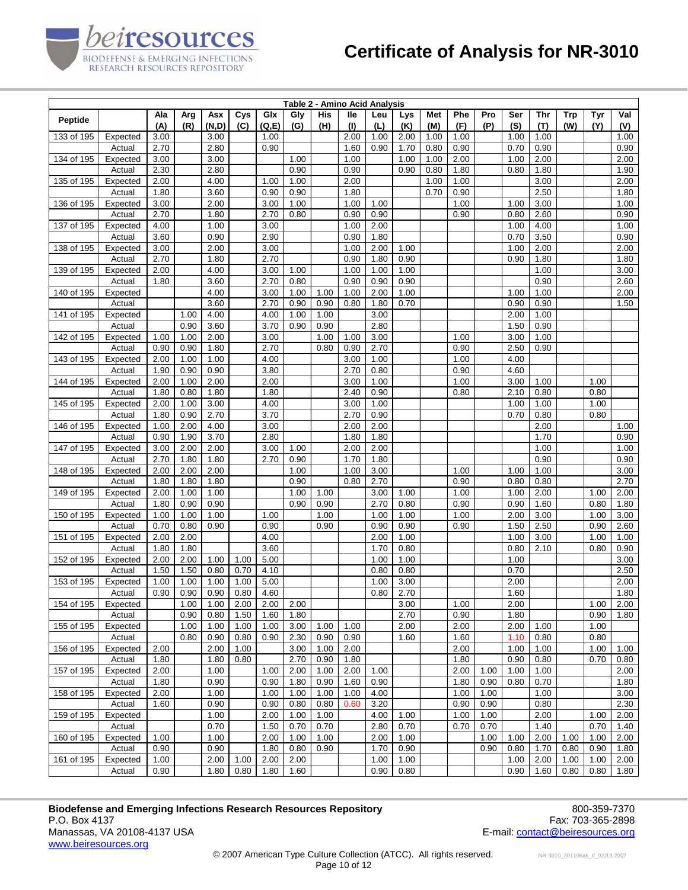# Certificate of Analysis for NR-3010

**Table 2 - Amino Acid Analysis**

| Peptide | | Ala (A) | Arg (R) | Asx (N,D) | Cys (C) | Glx (Q,E) | Gly (G) | His (H) | Ile (I) | Leu (L) | Lys (K) | Met (M) | Phe (F) | Pro (P) | Ser (S) | Thr (T) | Trp (W) | Tyr (Y) | Val (V) |
|---|---|---|---|---|---|---|---|---|---|---|---|---|---|---|---|---|---|---|---|
| 133 of 195 | Expected | 3.00 | | 3.00 | | 1.00 | | | 2.00 | 1.00 | 2.00 | 1.00 | 1.00 | | 1.00 | 1.00 | | | 1.00 |
| | Actual | 2.70 | | 2.80 | | 0.90 | | | 1.60 | 0.90 | 1.70 | 0.80 | 0.90 | | 0.70 | 0.90 | | | 0.90 |
| 134 of 195 | Expected | 3.00 | | 3.00 | | | 1.00 | | 1.00 | | 1.00 | 1.00 | 2.00 | | 1.00 | 2.00 | | | 2.00 |
| | Actual | 2.30 | | 2.80 | | | 0.90 | | 0.90 | | 0.90 | 0.80 | 1.80 | | 0.80 | 1.80 | | | 1.90 |
| 135 of 195 | Expected | 2.00 | | 4.00 | | 1.00 | 1.00 | | 2.00 | | | 1.00 | 1.00 | | | 3.00 | | | 2.00 |
| | Actual | 1.80 | | 3.60 | | 0.90 | 0.90 | | 1.80 | | | 0.70 | 0.90 | | | 2.50 | | | 1.80 |
| 136 of 195 | Expected | 3.00 | | 2.00 | | 3.00 | 1.00 | | 1.00 | 1.00 | | | 1.00 | | 1.00 | 3.00 | | | 1.00 |
| | Actual | 2.70 | | 1.80 | | 2.70 | 0.80 | | 0.90 | 0.90 | | | 0.90 | | 0.80 | 2.60 | | | 0.90 |
| 137 of 195 | Expected | 4.00 | | 1.00 | | 3.00 | | | 1.00 | 2.00 | | | | | 1.00 | 4.00 | | | 1.00 |
| | Actual | 3.60 | | 0.90 | | 2.90 | | | 0.90 | 1.80 | | | | | 0.70 | 3.50 | | | 0.90 |
| 138 of 195 | Expected | 3.00 | | 2.00 | | 3.00 | | | 1.00 | 2.00 | 1.00 | | | | 1.00 | 2.00 | | | 2.00 |
| | Actual | 2.70 | | 1.80 | | 2.70 | | | 0.90 | 1.80 | 0.90 | | | | 0.90 | 1.80 | | | 1.80 |
| 139 of 195 | Expected | 2.00 | | 4.00 | | 3.00 | 1.00 | | 1.00 | 1.00 | 1.00 | | | | | 1.00 | | | 3.00 |
| | Actual | 1.80 | | 3.60 | | 2.70 | 0.80 | | 0.90 | 0.90 | 0.90 | | | | | 0.90 | | | 2.60 |
| 140 of 195 | Expected | | | 4.00 | | 3.00 | 1.00 | 1.00 | 1.00 | 2.00 | 1.00 | | | | 1.00 | 1.00 | | | 2.00 |
| | Actual | | | 3.60 | | 2.70 | 0.90 | 0.90 | 0.80 | 1.80 | 0.70 | | | | 0.90 | 0.90 | | | 1.50 |
| 141 of 195 | Expected | | 1.00 | 4.00 | | 4.00 | 1.00 | 1.00 | | 3.00 | | | | | 2.00 | 1.00 | | | |
| | Actual | | 0.90 | 3.60 | | 3.70 | 0.90 | 0.90 | | 2.80 | | | | | 1.50 | 0.90 | | | |
| 142 of 195 | Expected | 1.00 | 1.00 | 2.00 | | 3.00 | | 1.00 | 1.00 | 3.00 | | | 1.00 | | 3.00 | 1.00 | | | |
| | Actual | 0.90 | 0.90 | 1.80 | | 2.70 | | 0.80 | 0.90 | 2.70 | | | 0.90 | | 2.50 | 0.90 | | | |
| 143 of 195 | Expected | 2.00 | 1.00 | 1.00 | | 4.00 | | | 3.00 | 1.00 | | | 1.00 | | 4.00 | | | | |
| | Actual | 1.90 | 0.90 | 0.90 | | 3.80 | | | 2.70 | 0.80 | | | 0.90 | | 4.60 | | | | |
| 144 of 195 | Expected | 2.00 | 1.00 | 2.00 | | 2.00 | | | 3.00 | 1.00 | | | 1.00 | | 3.00 | 1.00 | | 1.00 | |
| | Actual | 1.80 | 0.80 | 1.80 | | 1.80 | | | 2.40 | 0.90 | | | 0.80 | | 2.10 | 0.80 | | 0.80 | |
| 145 of 195 | Expected | 2.00 | 1.00 | 3.00 | | 4.00 | | | 3.00 | 1.00 | | | | | 1.00 | 1.00 | | 1.00 | |
| | Actual | 1.80 | 0.90 | 2.70 | | 3.70 | | | 2.70 | 0.90 | | | | | 0.70 | 0.80 | | 0.80 | |
| 146 of 195 | Expected | 1.00 | 2.00 | 4.00 | | 3.00 | | | 2.00 | 2.00 | | | | | | 2.00 | | | 1.00 |
| | Actual | 0.90 | 1.90 | 3.70 | | 2.80 | | | 1.80 | 1.80 | | | | | | 1.70 | | | 0.90 |
| 147 of 195 | Expected | 3.00 | 2.00 | 2.00 | | 3.00 | 1.00 | | 2.00 | 2.00 | | | | | | 1.00 | | | 1.00 |
| | Actual | 2.70 | 1.80 | 1.80 | | 2.70 | 0.90 | | 1.70 | 1.80 | | | | | | 0.90 | | | 0.90 |
| 148 of 195 | Expected | 2.00 | 2.00 | 2.00 | | | 1.00 | | 1.00 | 3.00 | | | 1.00 | | 1.00 | 1.00 | | | 3.00 |
| | Actual | 1.80 | 1.80 | 1.80 | | | 0.90 | | 0.80 | 2.70 | | | 0.90 | | 0.80 | 0.80 | | | 2.70 |
| 149 of 195 | Expected | 2.00 | 1.00 | 1.00 | | | 1.00 | 1.00 | | 3.00 | 1.00 | | 1.00 | | 1.00 | 2.00 | | 1.00 | 2.00 |
| | Actual | 1.80 | 0.90 | 0.90 | | | 0.90 | 0.90 | | 2.70 | 0.80 | | 0.90 | | 0.90 | 1.60 | | 0.80 | 1.80 |
| 150 of 195 | Expected | 1.00 | 1.00 | 1.00 | | 1.00 | | 1.00 | | 1.00 | 1.00 | | 1.00 | | 2.00 | 3.00 | | 1.00 | 3.00 |
| | Actual | 0.70 | 0.80 | 0.90 | | 0.90 | | 0.90 | | 0.90 | 0.90 | | 0.90 | | 1.50 | 2.50 | | 0.90 | 2.60 |
| 151 of 195 | Expected | 2.00 | 2.00 | | | 4.00 | | | | 2.00 | 1.00 | | | | 1.00 | 3.00 | | 1.00 | 1.00 |
| | Actual | 1.80 | 1.80 | | | 3.60 | | | | 1.70 | 0.80 | | | | 0.80 | 2.10 | | 0.80 | 0.90 |
| 152 of 195 | Expected | 2.00 | 2.00 | 1.00 | 1.00 | 5.00 | | | | 1.00 | 1.00 | | | | 1.00 | | | | 3.00 |
| | Actual | 1.50 | 1.50 | 0.80 | 0.70 | 4.10 | | | | 0.80 | 0.80 | | | | 0.70 | | | | 2.50 |
| 153 of 195 | Expected | 1.00 | 1.00 | 1.00 | 1.00 | 5.00 | | | | 1.00 | 3.00 | | | | 2.00 | | | | 2.00 |
| | Actual | 0.90 | 0.90 | 0.90 | 0.80 | 4.60 | | | | 0.80 | 2.70 | | | | 1.60 | | | | 1.80 |
| 154 of 195 | Expected | | 1.00 | 1.00 | 2.00 | 2.00 | 2.00 | | | | 3.00 | | 1.00 | | 2.00 | | | 1.00 | 2.00 |
| | Actual | | 0.90 | 0.80 | 1.50 | 1.60 | 1.80 | | | | 2.70 | | 0.90 | | 1.80 | | | 0.90 | 1.80 |
| 155 of 195 | Expected | | 1.00 | 1.00 | 1.00 | 1.00 | 3.00 | 1.00 | 1.00 | | 2.00 | | 2.00 | | 2.00 | 1.00 | | 1.00 | |
| | Actual | | 0.80 | 0.90 | 0.80 | 0.90 | 2.30 | 0.90 | 0.90 | | 1.60 | | 1.60 | | 1.10 | 0.80 | | 0.80 | |
| 156 of 195 | Expected | 2.00 | | 2.00 | 1.00 | | 3.00 | 1.00 | 2.00 | | | | 2.00 | | 1.00 | 1.00 | | 1.00 | 1.00 |
| | Actual | 1.80 | | 1.80 | 0.80 | | 2.70 | 0.90 | 1.80 | | | | 1.80 | | 0.90 | 0.80 | | 0.70 | 0.80 |
| 157 of 195 | Expected | 2.00 | | 1.00 | | 1.00 | 2.00 | 1.00 | 2.00 | 1.00 | | | 2.00 | 1.00 | 1.00 | 1.00 | | | 2.00 |
| | Actual | 1.80 | | 0.90 | | 0.90 | 1.80 | 0.90 | 1.60 | 0.90 | | | 1.80 | 0.90 | 0.80 | 0.70 | | | 1.80 |
| 158 of 195 | Expected | 2.00 | | 1.00 | | 1.00 | 1.00 | 1.00 | 1.00 | 4.00 | | | 1.00 | 1.00 | | 1.00 | | | 3.00 |
| | Actual | 1.60 | | 0.90 | | 0.90 | 0.80 | 0.80 | 0.60 | 3.20 | | | 0.90 | 0.90 | | 0.80 | | | 2.30 |
| 159 of 195 | Expected | | | 1.00 | | 2.00 | 1.00 | 1.00 | | 4.00 | 1.00 | | 1.00 | 1.00 | | 2.00 | | 1.00 | 2.00 |
| | Actual | | | 0.70 | | 1.50 | 0.70 | 0.70 | | 2.80 | 0.70 | | 0.70 | 0.70 | | 1.40 | | 0.70 | 1.40 |
| 160 of 195 | Expected | 1.00 | | 1.00 | | 2.00 | 1.00 | 1.00 | | 2.00 | 1.00 | | | 1.00 | 1.00 | 2.00 | 1.00 | 1.00 | 2.00 |
| | Actual | 0.90 | | 0.90 | | 1.80 | 0.80 | 0.90 | | 1.70 | 0.90 | | | 0.90 | 0.80 | 1.70 | 0.80 | 0.90 | 1.80 |
| 161 of 195 | Expected | 1.00 | | 2.00 | 1.00 | 2.00 | 2.00 | | | 1.00 | 1.00 | | | | 1.00 | 2.00 | 1.00 | 1.00 | 2.00 |
| | Actual | 0.90 | | 1.80 | 0.80 | 1.80 | 1.60 | | | 0.90 | 0.80 | | | | 0.90 | 1.60 | 0.80 | 0.80 | 1.80 |

**Biodefense and Emerging Infections Research Resources Repository**
P.O. Box 4137
Manassas, VA 20108-4137 USA
www.beiresources.org

800-359-7370
Fax: 703-365-2898
E-mail: contact@beiresources.org

© 2007 American Type Culture Collection (ATCC). All rights reserved.

NR-3010_301106ak_rl_02JUL2007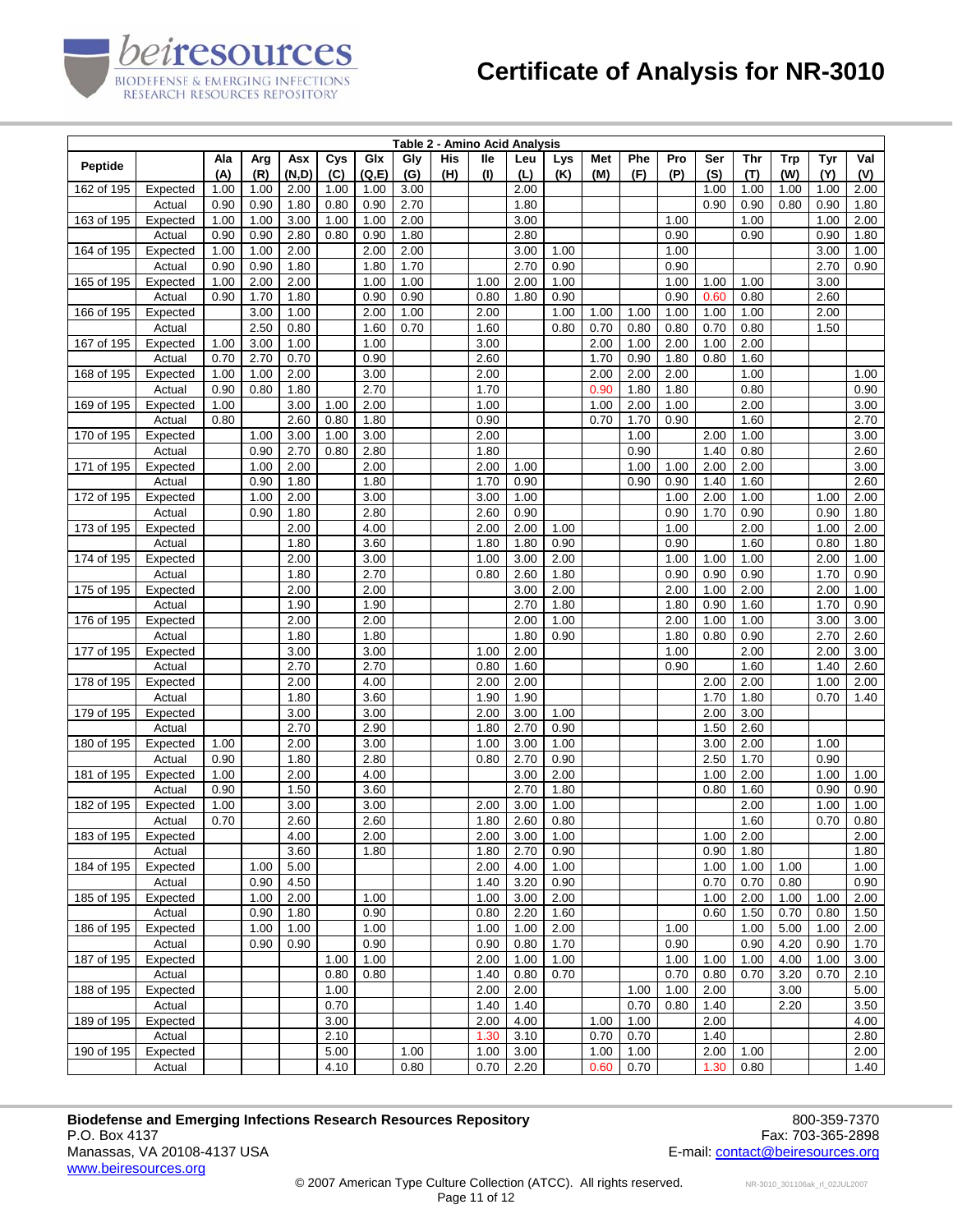**Table 2 - Amino Acid Analysis**

| Peptide | | Ala (A) | Arg (R) | Asx (N,D) | Cys (C) | Glx (Q,E) | Gly (G) | His (H) | Ile (I) | Leu (L) | Lys (K) | Met (M) | Phe (F) | Pro (P) | Ser (S) | Thr (T) | Trp (W) | Tyr (Y) | Val (V) |
|---|---|---|---|---|---|---|---|---|---|---|---|---|---|---|---|---|---|---|---|
| 162 of 195 | Expected | 1.00 | 1.00 | 2.00 | 1.00 | 1.00 | 3.00 | | | 2.00 | | | | | 1.00 | 1.00 | 1.00 | 1.00 | 2.00 |
| | Actual | 0.90 | 0.90 | 1.80 | 0.80 | 0.90 | 2.70 | | | 1.80 | | | | | 0.90 | 0.90 | 0.80 | 0.90 | 1.80 |
| 163 of 195 | Expected | 1.00 | 1.00 | 3.00 | 1.00 | 1.00 | 2.00 | | | 3.00 | | | | 1.00 | | 1.00 | | 1.00 | 2.00 |
| | Actual | 0.90 | 0.90 | 2.80 | 0.80 | 0.90 | 1.80 | | | 2.80 | | | | 0.90 | | 0.90 | | 0.90 | 1.80 |
| 164 of 195 | Expected | 1.00 | 1.00 | 2.00 | | 2.00 | 2.00 | | | 3.00 | 1.00 | | | 1.00 | | | | 3.00 | 1.00 |
| | Actual | 0.90 | 0.90 | 1.80 | | 1.80 | 1.70 | | | 2.70 | 0.90 | | | 0.90 | | | | 2.70 | 0.90 |
| 165 of 195 | Expected | 1.00 | 2.00 | 2.00 | | 1.00 | 1.00 | | 1.00 | 2.00 | 1.00 | | | 1.00 | 1.00 | 1.00 | | 3.00 | |
| | Actual | 0.90 | 1.70 | 1.80 | | 0.90 | 0.90 | | 0.80 | 1.80 | 0.90 | | | 0.90 | 0.60 | 0.80 | | 2.60 | |
| 166 of 195 | Expected | | 3.00 | 1.00 | | 2.00 | 1.00 | | 2.00 | | 1.00 | 1.00 | 1.00 | 1.00 | 1.00 | 1.00 | | 2.00 | |
| | Actual | | 2.50 | 0.80 | | 1.60 | 0.70 | | 1.60 | | 0.80 | 0.70 | 0.80 | 0.80 | 0.70 | 0.80 | | 1.50 | |
| 167 of 195 | Expected | 1.00 | 3.00 | 1.00 | | 1.00 | | | 3.00 | | | 2.00 | 1.00 | 2.00 | 1.00 | 2.00 | | | |
| | Actual | 0.70 | 2.70 | 0.70 | | 0.90 | | | 2.60 | | | 1.70 | 0.90 | 1.80 | 0.80 | 1.60 | | | |
| 168 of 195 | Expected | 1.00 | 1.00 | 2.00 | | 3.00 | | | 2.00 | | | 2.00 | 2.00 | 2.00 | | 1.00 | | | 1.00 |
| | Actual | 0.90 | 0.80 | 1.80 | | 2.70 | | | 1.70 | | | 0.90 | 1.80 | 1.80 | | 0.80 | | | 0.90 |
| 169 of 195 | Expected | 1.00 | | 3.00 | 1.00 | 2.00 | | | 1.00 | | | 1.00 | 2.00 | 1.00 | | 2.00 | | | 3.00 |
| | Actual | 0.80 | | 2.60 | 0.80 | 1.80 | | | 0.90 | | | 0.70 | 1.70 | 0.90 | | 1.60 | | | 2.70 |
| 170 of 195 | Expected | | 1.00 | 3.00 | 1.00 | 3.00 | | | 2.00 | | | | 1.00 | | 2.00 | 1.00 | | | 3.00 |
| | Actual | | 0.90 | 2.70 | 0.80 | 2.80 | | | 1.80 | | | | 0.90 | | 1.40 | 0.80 | | | 2.60 |
| 171 of 195 | Expected | | 1.00 | 2.00 | | 2.00 | | | 2.00 | 1.00 | | | 1.00 | 1.00 | 2.00 | 2.00 | | | 3.00 |
| | Actual | | 0.90 | 1.80 | | 1.80 | | | 1.70 | 0.90 | | | 0.90 | 0.90 | 1.40 | 1.60 | | | 2.60 |
| 172 of 195 | Expected | | 1.00 | 2.00 | | 3.00 | | | 3.00 | 1.00 | | | | 1.00 | 2.00 | 1.00 | | 1.00 | 2.00 |
| | Actual | | 0.90 | 1.80 | | 2.80 | | | 2.60 | 0.90 | | | | 0.90 | 1.70 | 0.90 | | 0.90 | 1.80 |
| 173 of 195 | Expected | | | 2.00 | | 4.00 | | | 2.00 | 2.00 | 1.00 | | | 1.00 | | 2.00 | | 1.00 | 2.00 |
| | Actual | | | 1.80 | | 3.60 | | | 1.80 | 1.80 | 0.90 | | | 0.90 | | 1.60 | | 0.80 | 1.80 |
| 174 of 195 | Expected | | | 2.00 | | 3.00 | | | 1.00 | 3.00 | 2.00 | | | 1.00 | 1.00 | 1.00 | | 2.00 | 1.00 |
| | Actual | | | 1.80 | | 2.70 | | | 0.80 | 2.60 | 1.80 | | | 0.90 | 0.90 | 0.90 | | 1.70 | 0.90 |
| 175 of 195 | Expected | | | 2.00 | | 2.00 | | | | 3.00 | 2.00 | | | 2.00 | 1.00 | 2.00 | | 2.00 | 1.00 |
| | Actual | | | 1.90 | | 1.90 | | | | 2.70 | 1.80 | | | 1.80 | 0.90 | 1.60 | | 1.70 | 0.90 |
| 176 of 195 | Expected | | | 2.00 | | 2.00 | | | | 2.00 | 1.00 | | | 2.00 | 1.00 | 1.00 | | 3.00 | 3.00 |
| | Actual | | | 1.80 | | 1.80 | | | | 1.80 | 0.90 | | | 1.80 | 0.80 | 0.90 | | 2.70 | 2.60 |
| 177 of 195 | Expected | | | 3.00 | | 3.00 | | | 1.00 | 2.00 | | | | 1.00 | | 2.00 | | 2.00 | 3.00 |
| | Actual | | | 2.70 | | 2.70 | | | 0.80 | 1.60 | | | | 0.90 | | 1.60 | | 1.40 | 2.60 |
| 178 of 195 | Expected | | | 2.00 | | 4.00 | | | 2.00 | 2.00 | | | | | 2.00 | 2.00 | | 1.00 | 2.00 |
| | Actual | | | 1.80 | | 3.60 | | | 1.90 | 1.90 | | | | | 1.70 | 1.80 | | 0.70 | 1.40 |
| 179 of 195 | Expected | | | 3.00 | | 3.00 | | | 2.00 | 3.00 | 1.00 | | | | 2.00 | 3.00 | | | |
| | Actual | | | 2.70 | | 2.90 | | | 1.80 | 2.70 | 0.90 | | | | 1.50 | 2.60 | | | |
| 180 of 195 | Expected | 1.00 | | 2.00 | | 3.00 | | | 1.00 | 3.00 | 1.00 | | | | 3.00 | 2.00 | | 1.00 | |
| | Actual | 0.90 | | 1.80 | | 2.80 | | | 0.80 | 2.70 | 0.90 | | | | 2.50 | 1.70 | | 0.90 | |
| 181 of 195 | Expected | 1.00 | | 2.00 | | 4.00 | | | | 3.00 | 2.00 | | | | 1.00 | 2.00 | | 1.00 | 1.00 |
| | Actual | 0.90 | | 1.50 | | 3.60 | | | | 2.70 | 1.80 | | | | 0.80 | 1.60 | | 0.90 | 0.90 |
| 182 of 195 | Expected | 1.00 | | 3.00 | | 3.00 | | | 2.00 | 3.00 | 1.00 | | | | | 2.00 | | 1.00 | 1.00 |
| | Actual | 0.70 | | 2.60 | | 2.60 | | | 1.80 | 2.60 | 0.80 | | | | | 1.60 | | 0.70 | 0.80 |
| 183 of 195 | Expected | | | 4.00 | | 2.00 | | | 2.00 | 3.00 | 1.00 | | | | 1.00 | 2.00 | | | 2.00 |
| | Actual | | | 3.60 | | 1.80 | | | 1.80 | 2.70 | 0.90 | | | | 0.90 | 1.80 | | | 1.80 |
| 184 of 195 | Expected | | 1.00 | 5.00 | | | | | 2.00 | 4.00 | 1.00 | | | | 1.00 | 1.00 | 1.00 | | 1.00 |
| | Actual | | 0.90 | 4.50 | | | | | 1.40 | 3.20 | 0.90 | | | | 0.70 | 0.70 | 0.80 | | 0.90 |
| 185 of 195 | Expected | | 1.00 | 2.00 | | 1.00 | | | 1.00 | 3.00 | 2.00 | | | | 1.00 | 2.00 | 1.00 | 1.00 | 2.00 |
| | Actual | | 0.90 | 1.80 | | 0.90 | | | 0.80 | 2.20 | 1.60 | | | | 0.60 | 1.50 | 0.70 | 0.80 | 1.50 |
| 186 of 195 | Expected | | 1.00 | 1.00 | | 1.00 | | | 1.00 | 1.00 | 2.00 | | | 1.00 | | 1.00 | 5.00 | 1.00 | 2.00 |
| | Actual | | 0.90 | 0.90 | | 0.90 | | | 0.90 | 0.80 | 1.70 | | | 0.90 | | 0.90 | 4.20 | 0.90 | 1.70 |
| 187 of 195 | Expected | | | | 1.00 | 1.00 | | | 2.00 | 1.00 | 1.00 | | | 1.00 | 1.00 | 1.00 | 4.00 | 1.00 | 3.00 |
| | Actual | | | | 0.80 | 0.80 | | | 1.40 | 0.80 | 0.70 | | | 0.70 | 0.80 | 0.70 | 3.20 | 0.70 | 2.10 |
| 188 of 195 | Expected | | | | 1.00 | | | | 2.00 | 2.00 | | | 1.00 | 1.00 | 2.00 | | 3.00 | | 5.00 |
| | Actual | | | | 0.70 | | | | 1.40 | 1.40 | | | 0.70 | 0.80 | 1.40 | | 2.20 | | 3.50 |
| 189 of 195 | Expected | | | | 3.00 | | | | 2.00 | 4.00 | | 1.00 | 1.00 | | 2.00 | | | | 4.00 |
| | Actual | | | | 2.10 | | | | 1.30 | 3.10 | | 0.70 | 0.70 | | 1.40 | | | | 2.80 |
| 190 of 195 | Expected | | | | 5.00 | | 1.00 | | 1.00 | 3.00 | | 1.00 | 1.00 | | 2.00 | 1.00 | | | 2.00 |
| | Actual | | | | 4.10 | | 0.80 | | 0.70 | 2.20 | | 0.60 | 0.70 | | 1.30 | 0.80 | | | 1.40 |

**Biodefense and Emerging Infections Research Resources Repository**
P.O. Box 4137
Manassas, VA 20108-4137 USA
www.beiresources.org

800-359-7370
Fax: 703-365-2898
E-mail: contact@beiresources.org

© 2007 American Type Culture Collection (ATCC). All rights reserved.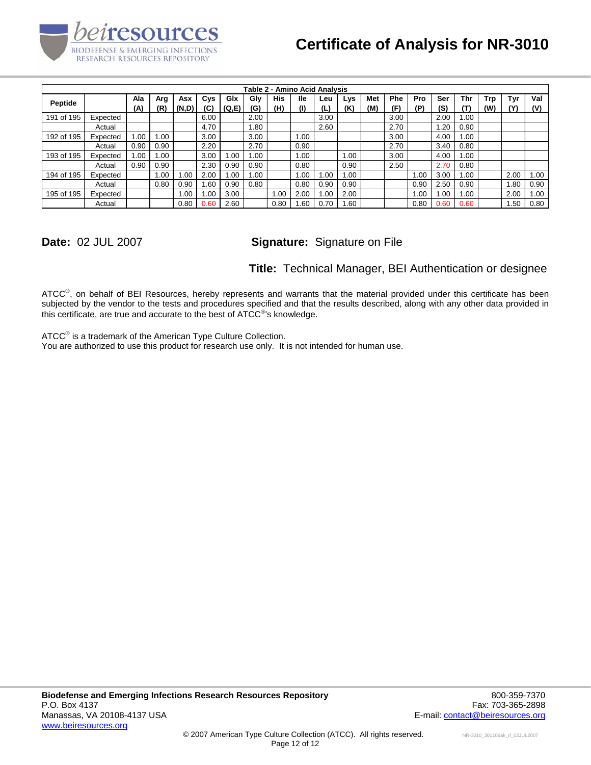# Certificate of Analysis for NR-3010

**Table 2 - Amino Acid Analysis**

| Peptide | | Ala (A) | Arg (R) | Asx (N,D) | Cys (C) | Glx (Q,E) | Gly (G) | His (H) | Ile (I) | Leu (L) | Lys (K) | Met (M) | Phe (F) | Pro (P) | Ser (S) | Thr (T) | Trp (W) | Tyr (Y) | Val (V) |
|---|---|---|---|---|---|---|---|---|---|---|---|---|---|---|---|---|---|---|---|
| 191 of 195 | Expected | | | | 6.00 | | 2.00 | | | 3.00 | | | 3.00 | | 2.00 | 1.00 | | | |
| | Actual | | | | 4.70 | | 1.80 | | | 2.60 | | | 2.70 | | 1.20 | 0.90 | | | |
| 192 of 195 | Expected | 1.00 | 1.00 | | 3.00 | | 3.00 | | 1.00 | | | | 3.00 | | 4.00 | 1.00 | | | |
| | Actual | 0.90 | 0.90 | | 2.20 | | 2.70 | | 0.90 | | | | 2.70 | | 3.40 | 0.80 | | | |
| 193 of 195 | Expected | 1.00 | 1.00 | | 3.00 | 1.00 | 1.00 | | 1.00 | | 1.00 | | 3.00 | | 4.00 | 1.00 | | | |
| | Actual | 0.90 | 0.90 | | 2.30 | 0.90 | 0.90 | | 0.80 | | 0.90 | | 2.50 | | 2.70 | 0.80 | | | |
| 194 of 195 | Expected | | 1.00 | 1.00 | 2.00 | 1.00 | 1.00 | | 1.00 | 1.00 | 1.00 | | | 1.00 | 3.00 | 1.00 | | 2.00 | 1.00 |
| | Actual | | 0.80 | 0.90 | 1.60 | 0.90 | 0.80 | | 0.80 | 0.90 | 0.90 | | | 0.90 | 2.50 | 0.90 | | 1.80 | 0.90 |
| 195 of 195 | Expected | | | 1.00 | 1.00 | 3.00 | | 1.00 | 2.00 | 1.00 | 2.00 | | | 1.00 | 1.00 | 1.00 | | 2.00 | 1.00 |
| | Actual | | | 0.80 | 0.60 | 2.60 | | 0.80 | 1.60 | 0.70 | 1.60 | | | 0.80 | 0.60 | 0.60 | | 1.50 | 0.80 |

**Date:** 02 JUL 2007

**Signature:** Signature on File

**Title:** Technical Manager, BEI Authentication or designee

ATCC®, on behalf of BEI Resources, hereby represents and warrants that the material provided under this certificate has been subjected by the vendor to the tests and procedures specified and that the results described, along with any other data provided in this certificate, are true and accurate to the best of ATCC®'s knowledge.

ATCC® is a trademark of the American Type Culture Collection.
You are authorized to use this product for research use only. It is not intended for human use.

**Biodefense and Emerging Infections Research Resources Repository**
P.O. Box 4137
Manassas, VA 20108-4137 USA
www.beiresources.org

800-359-7370
Fax: 703-365-2898
E-mail: contact@beiresources.org

© 2007 American Type Culture Collection (ATCC). All rights reserved.

NR-3010_301106ak_rl_02JUL2007